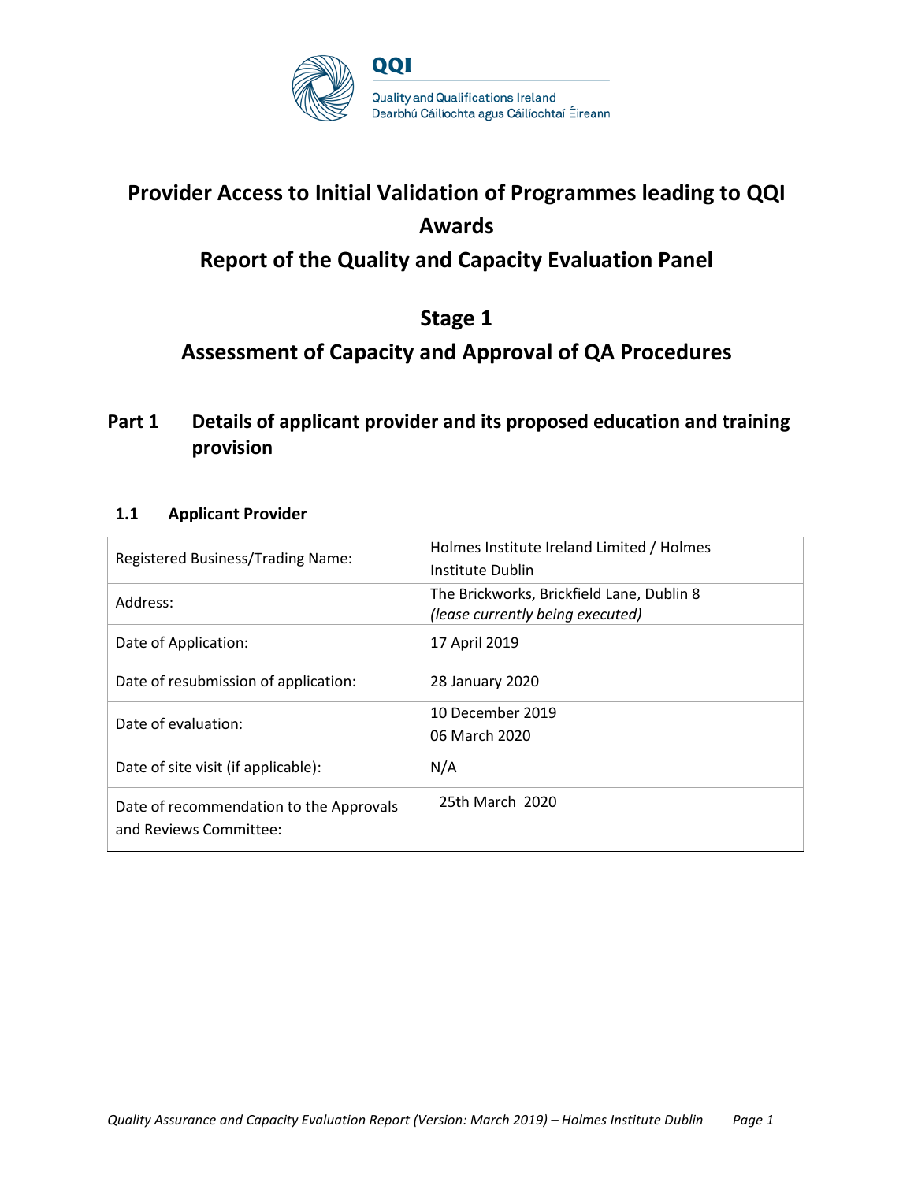QQI

Quality and Qualifications Ireland
Dearbhú Cáilíochta agus Cáilíochtaí Éireann

# Provider Access to Initial Validation of Programmes leading to QQI Awards

# Report of the Quality and Capacity Evaluation Panel

## Stage 1

## Assessment of Capacity and Approval of QA Procedures

## Part 1 Details of applicant provider and its proposed education and training provision

### 1.1 Applicant Provider

| | |
|---|---|
| Registered Business/Trading Name: | Holmes Institute Ireland Limited / Holmes Institute Dublin |
| Address: | The Brickworks, Brickfield Lane, Dublin 8 *(lease currently being executed)* |
| Date of Application: | 17 April 2019 |
| Date of resubmission of application: | 28 January 2020 |
| Date of evaluation: | 10 December 2019<br>06 March 2020 |
| Date of site visit (if applicable): | N/A |
| Date of recommendation to the Approvals and Reviews Committee: | 25th March 2020 |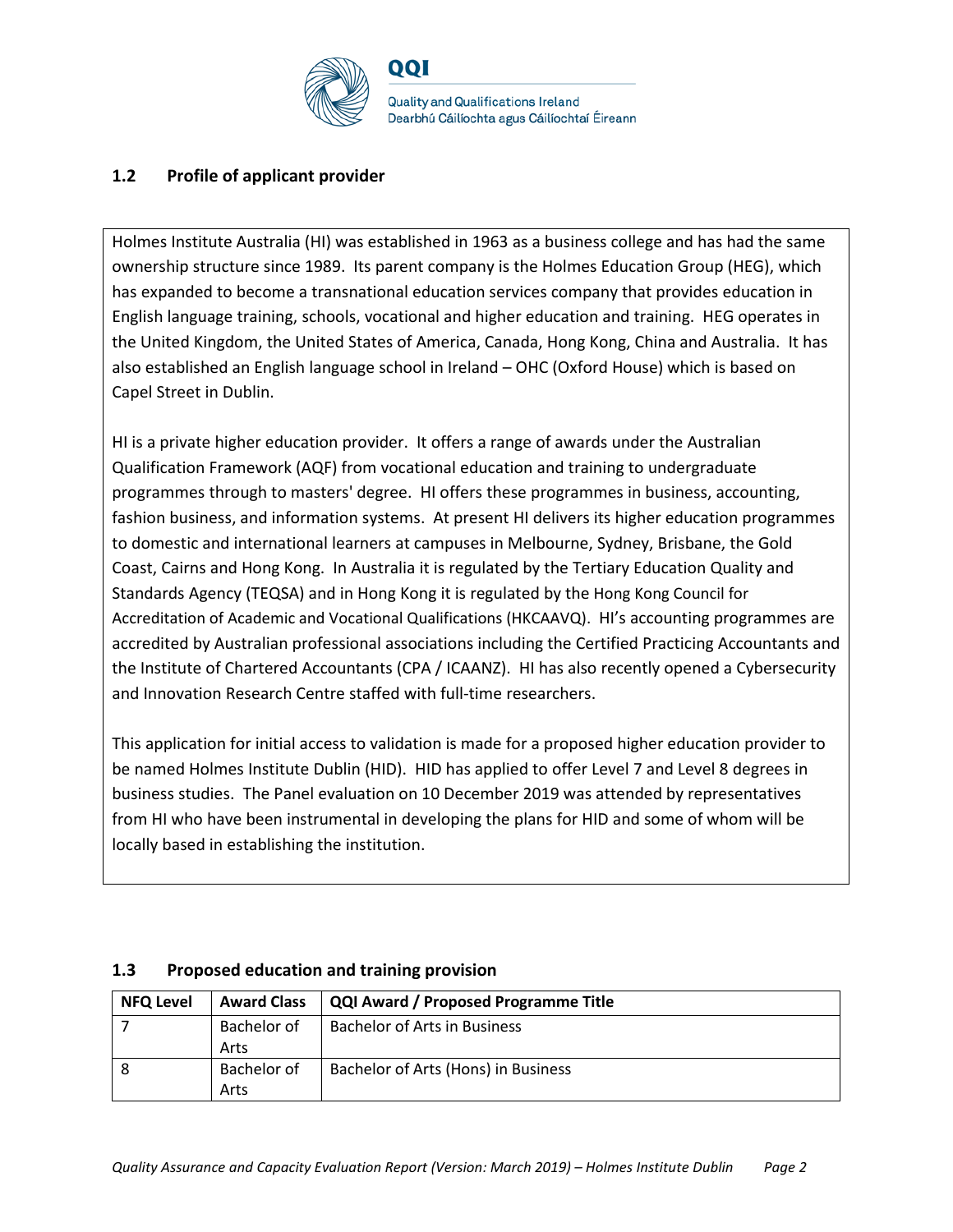## 1.2 Profile of applicant provider

Holmes Institute Australia (HI) was established in 1963 as a business college and has had the same ownership structure since 1989. Its parent company is the Holmes Education Group (HEG), which has expanded to become a transnational education services company that provides education in English language training, schools, vocational and higher education and training. HEG operates in the United Kingdom, the United States of America, Canada, Hong Kong, China and Australia. It has also established an English language school in Ireland – OHC (Oxford House) which is based on Capel Street in Dublin.

HI is a private higher education provider. It offers a range of awards under the Australian Qualification Framework (AQF) from vocational education and training to undergraduate programmes through to masters' degree. HI offers these programmes in business, accounting, fashion business, and information systems. At present HI delivers its higher education programmes to domestic and international learners at campuses in Melbourne, Sydney, Brisbane, the Gold Coast, Cairns and Hong Kong. In Australia it is regulated by the Tertiary Education Quality and Standards Agency (TEQSA) and in Hong Kong it is regulated by the Hong Kong Council for Accreditation of Academic and Vocational Qualifications (HKCAAVQ). HI's accounting programmes are accredited by Australian professional associations including the Certified Practicing Accountants and the Institute of Chartered Accountants (CPA / ICAANZ). HI has also recently opened a Cybersecurity and Innovation Research Centre staffed with full-time researchers.

This application for initial access to validation is made for a proposed higher education provider to be named Holmes Institute Dublin (HID). HID has applied to offer Level 7 and Level 8 degrees in business studies. The Panel evaluation on 10 December 2019 was attended by representatives from HI who have been instrumental in developing the plans for HID and some of whom will be locally based in establishing the institution.

## 1.3 Proposed education and training provision

| NFQ Level | Award Class | QQI Award / Proposed Programme Title |
|---|---|---|
| 7 | Bachelor of Arts | Bachelor of Arts in Business |
| 8 | Bachelor of Arts | Bachelor of Arts (Hons) in Business |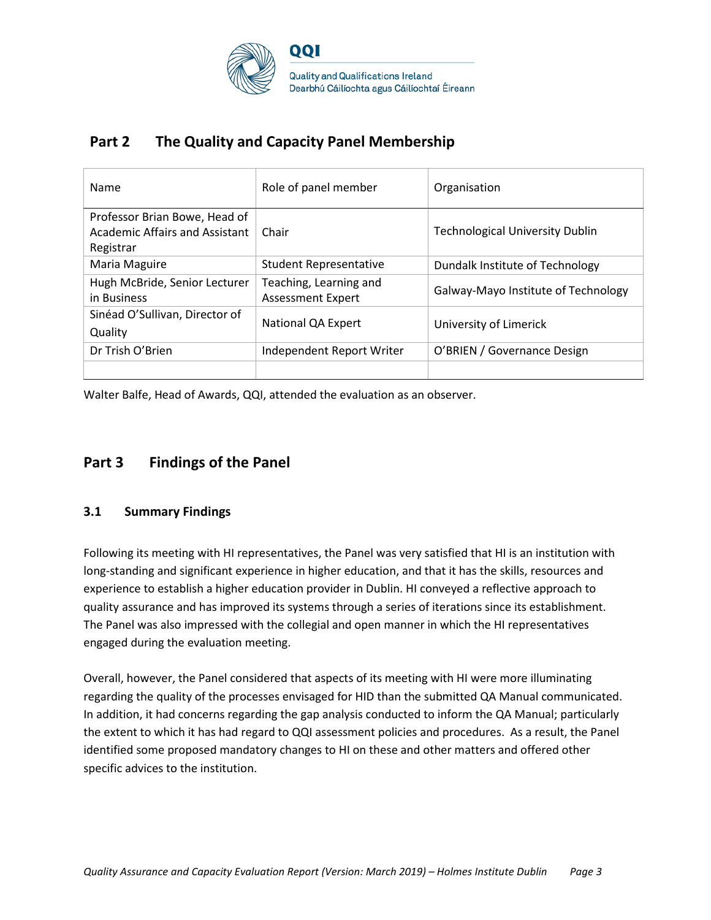## Part 2 The Quality and Capacity Panel Membership

| Name | Role of panel member | Organisation |
|---|---|---|
| Professor Brian Bowe, Head of Academic Affairs and Assistant Registrar | Chair | Technological University Dublin |
| Maria Maguire | Student Representative | Dundalk Institute of Technology |
| Hugh McBride, Senior Lecturer in Business | Teaching, Learning and Assessment Expert | Galway-Mayo Institute of Technology |
| Sinéad O'Sullivan, Director of Quality | National QA Expert | University of Limerick |
| Dr Trish O'Brien | Independent Report Writer | O'BRIEN / Governance Design |
| | | |

Walter Balfe, Head of Awards, QQI, attended the evaluation as an observer.

## Part 3 Findings of the Panel

### 3.1 Summary Findings

Following its meeting with HI representatives, the Panel was very satisfied that HI is an institution with long-standing and significant experience in higher education, and that it has the skills, resources and experience to establish a higher education provider in Dublin. HI conveyed a reflective approach to quality assurance and has improved its systems through a series of iterations since its establishment. The Panel was also impressed with the collegial and open manner in which the HI representatives engaged during the evaluation meeting.

Overall, however, the Panel considered that aspects of its meeting with HI were more illuminating regarding the quality of the processes envisaged for HID than the submitted QA Manual communicated. In addition, it had concerns regarding the gap analysis conducted to inform the QA Manual; particularly the extent to which it has had regard to QQI assessment policies and procedures. As a result, the Panel identified some proposed mandatory changes to HI on these and other matters and offered other specific advices to the institution.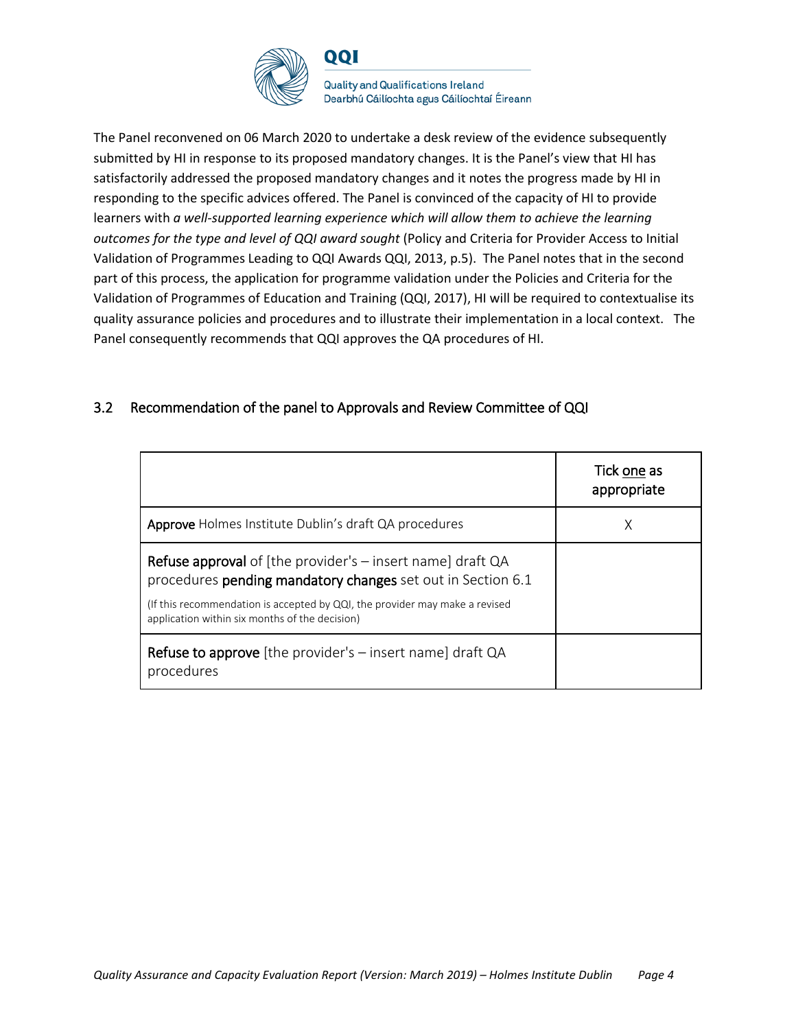The Panel reconvened on 06 March 2020 to undertake a desk review of the evidence subsequently submitted by HI in response to its proposed mandatory changes. It is the Panel's view that HI has satisfactorily addressed the proposed mandatory changes and it notes the progress made by HI in responding to the specific advices offered. The Panel is convinced of the capacity of HI to provide learners with *a well-supported learning experience which will allow them to achieve the learning outcomes for the type and level of QQI award sought* (Policy and Criteria for Provider Access to Initial Validation of Programmes Leading to QQI Awards QQI, 2013, p.5). The Panel notes that in the second part of this process, the application for programme validation under the Policies and Criteria for the Validation of Programmes of Education and Training (QQI, 2017), HI will be required to contextualise its quality assurance policies and procedures and to illustrate their implementation in a local context. The Panel consequently recommends that QQI approves the QA procedures of HI.

## 3.2 Recommendation of the panel to Approvals and Review Committee of QQI

| | Tick one as appropriate |
|---|---|
| **Approve** Holmes Institute Dublin's draft QA procedures | X |
| **Refuse approval** of [the provider's – insert name] draft QA procedures **pending mandatory changes** set out in Section 6.1 <br> (If this recommendation is accepted by QQI, the provider may make a revised application within six months of the decision) | |
| **Refuse to approve** [the provider's – insert name] draft QA procedures | |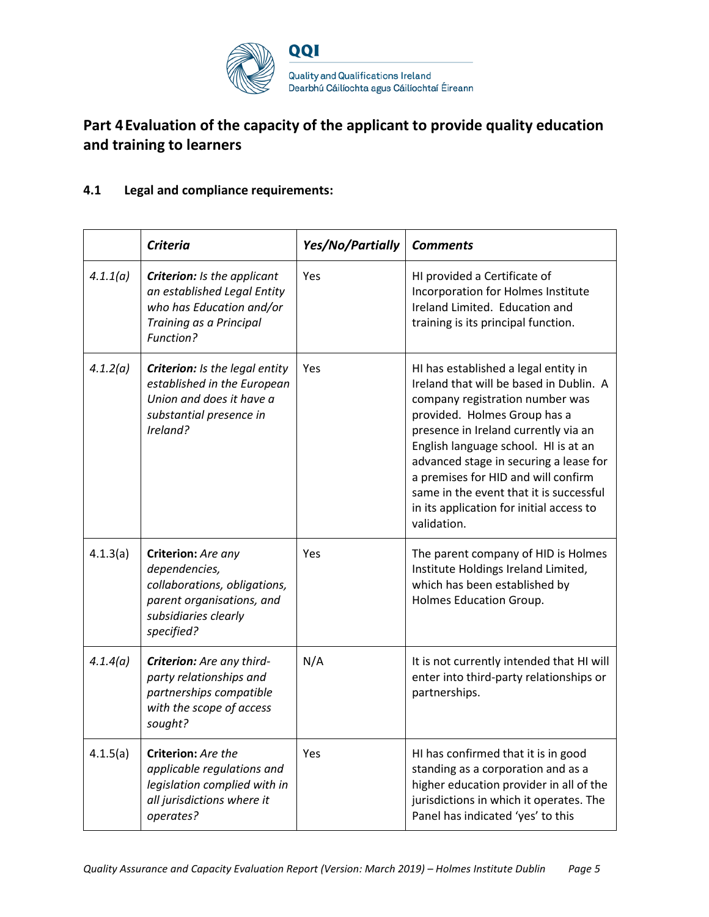## Part 4 Evaluation of the capacity of the applicant to provide quality education and training to learners

### 4.1 Legal and compliance requirements:

| | *Criteria* | *Yes/No/Partially* | *Comments* |
|---|---|---|---|
| *4.1.1(a)* | ***Criterion:*** *Is the applicant an established Legal Entity who has Education and/or Training as a Principal Function?* | Yes | HI provided a Certificate of Incorporation for Holmes Institute Ireland Limited. Education and training is its principal function. |
| *4.1.2(a)* | ***Criterion:*** *Is the legal entity established in the European Union and does it have a substantial presence in Ireland?* | Yes | HI has established a legal entity in Ireland that will be based in Dublin. A company registration number was provided. Holmes Group has a presence in Ireland currently via an English language school. HI is at an advanced stage in securing a lease for a premises for HID and will confirm same in the event that it is successful in its application for initial access to validation. |
| 4.1.3(a) | **Criterion:** *Are any dependencies, collaborations, obligations, parent organisations, and subsidiaries clearly specified?* | Yes | The parent company of HID is Holmes Institute Holdings Ireland Limited, which has been established by Holmes Education Group. |
| *4.1.4(a)* | ***Criterion:*** *Are any third-party relationships and partnerships compatible with the scope of access sought?* | N/A | It is not currently intended that HI will enter into third-party relationships or partnerships. |
| 4.1.5(a) | **Criterion:** *Are the applicable regulations and legislation complied with in all jurisdictions where it operates?* | Yes | HI has confirmed that it is in good standing as a corporation and as a higher education provider in all of the jurisdictions in which it operates. The Panel has indicated 'yes' to this |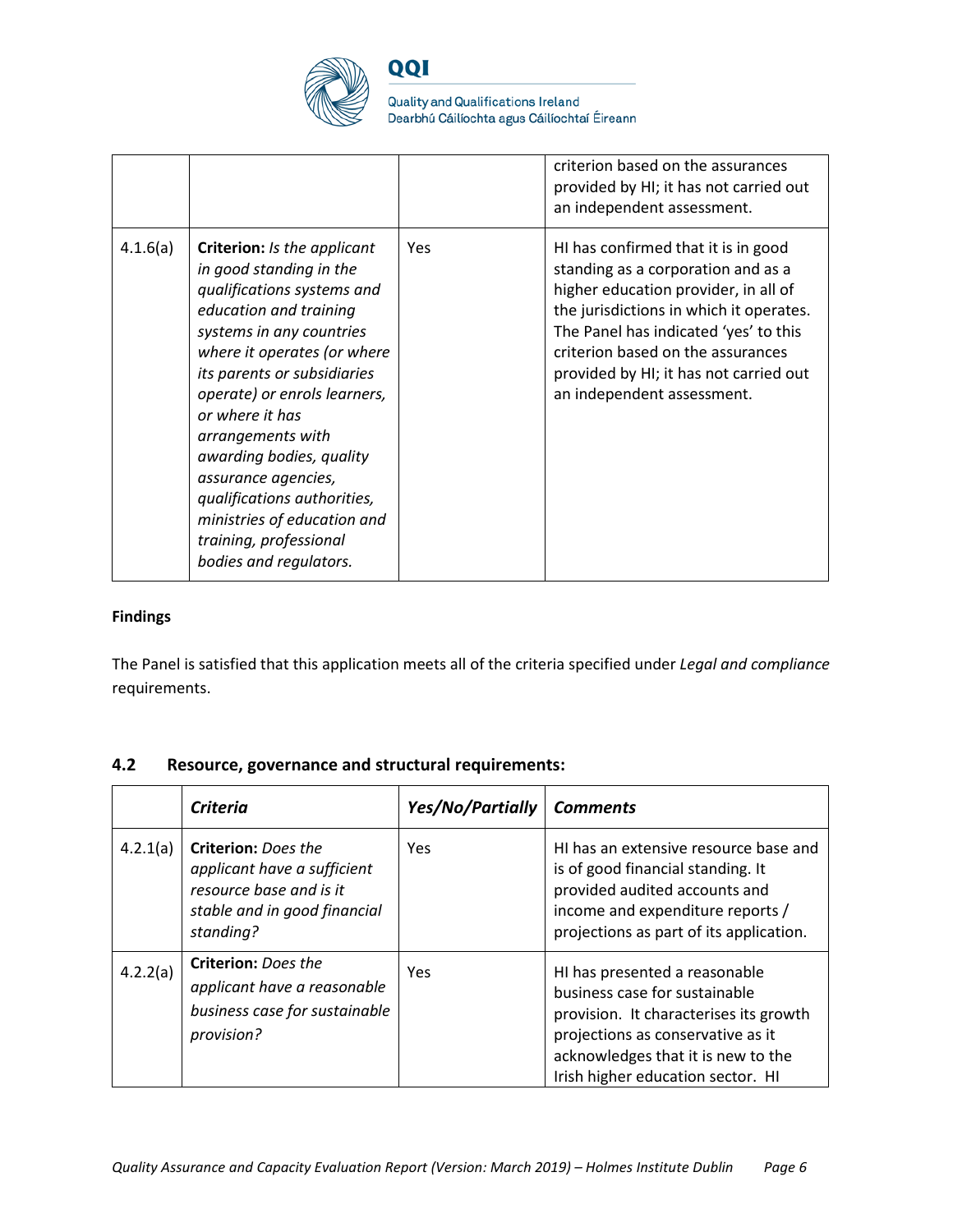| | | | |
|---|---|---|---|
| | | | criterion based on the assurances provided by HI; it has not carried out an independent assessment. |
| 4.1.6(a) | **Criterion:** *Is the applicant in good standing in the qualifications systems and education and training systems in any countries where it operates (or where its parents or subsidiaries operate) or enrols learners, or where it has arrangements with awarding bodies, quality assurance agencies, qualifications authorities, ministries of education and training, professional bodies and regulators.* | Yes | HI has confirmed that it is in good standing as a corporation and as a higher education provider, in all of the jurisdictions in which it operates. The Panel has indicated 'yes' to this criterion based on the assurances provided by HI; it has not carried out an independent assessment. |

**Findings**

The Panel is satisfied that this application meets all of the criteria specified under *Legal and compliance* requirements.

## 4.2 Resource, governance and structural requirements:

| | *Criteria* | *Yes/No/Partially* | *Comments* |
|---|---|---|---|
| 4.2.1(a) | **Criterion:** *Does the applicant have a sufficient resource base and is it stable and in good financial standing?* | Yes | HI has an extensive resource base and is of good financial standing. It provided audited accounts and income and expenditure reports / projections as part of its application. |
| 4.2.2(a) | **Criterion:** *Does the applicant have a reasonable business case for sustainable provision?* | Yes | HI has presented a reasonable business case for sustainable provision. It characterises its growth projections as conservative as it acknowledges that it is new to the Irish higher education sector. HI |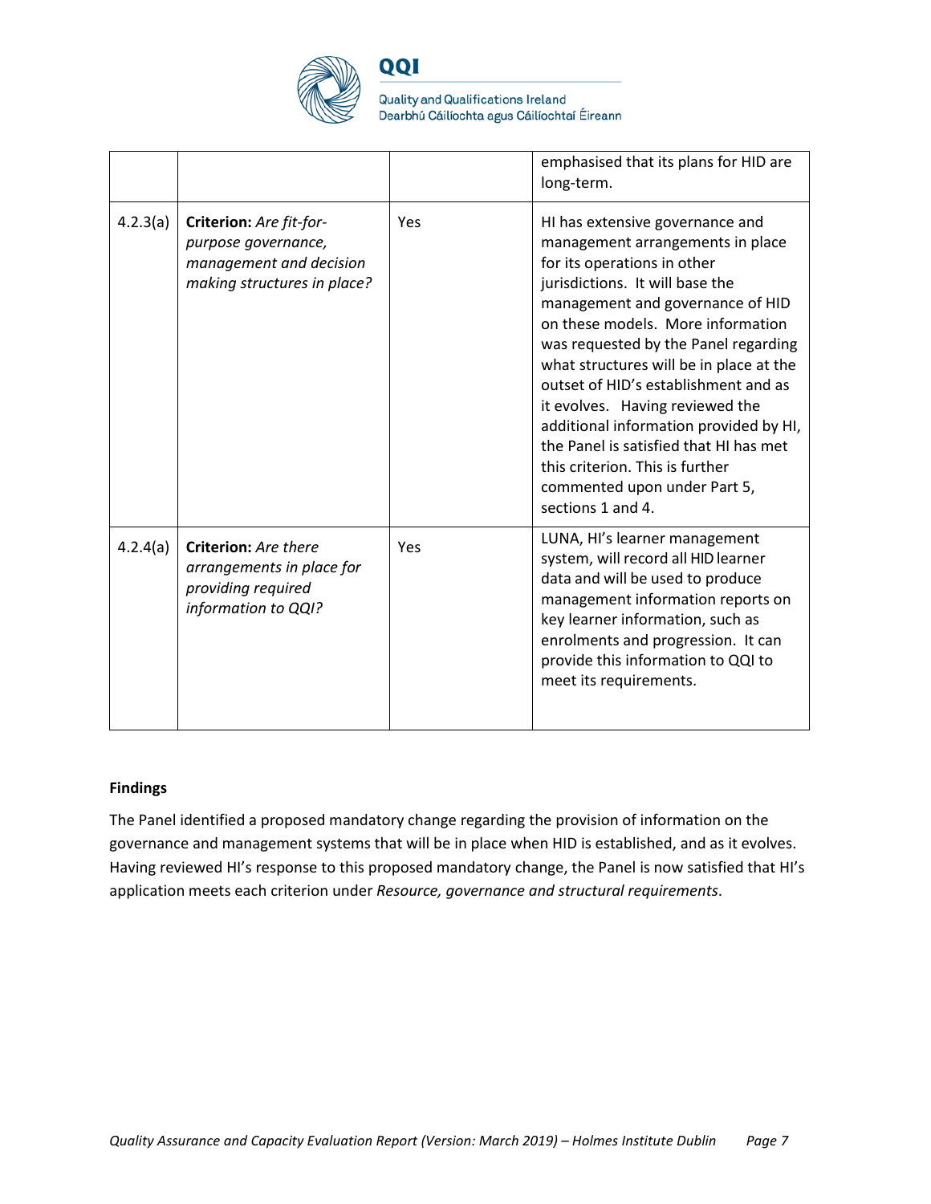| | | | |
|---|---|---|---|
| | | | emphasised that its plans for HID are long-term. |
| 4.2.3(a) | **Criterion:** *Are fit-for-purpose governance, management and decision making structures in place?* | Yes | HI has extensive governance and management arrangements in place for its operations in other jurisdictions. It will base the management and governance of HID on these models. More information was requested by the Panel regarding what structures will be in place at the outset of HID's establishment and as it evolves. Having reviewed the additional information provided by HI, the Panel is satisfied that HI has met this criterion. This is further commented upon under Part 5, sections 1 and 4. |
| 4.2.4(a) | **Criterion:** *Are there arrangements in place for providing required information to QQI?* | Yes | LUNA, HI's learner management system, will record all HID learner data and will be used to produce management information reports on key learner information, such as enrolments and progression. It can provide this information to QQI to meet its requirements. |

**Findings**

The Panel identified a proposed mandatory change regarding the provision of information on the governance and management systems that will be in place when HID is established, and as it evolves. Having reviewed HI's response to this proposed mandatory change, the Panel is now satisfied that HI's application meets each criterion under *Resource, governance and structural requirements*.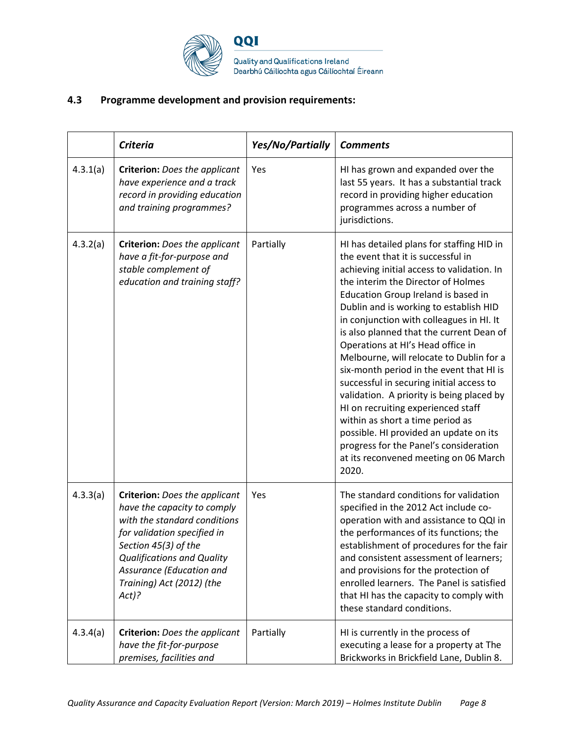## 4.3 Programme development and provision requirements:

| | *Criteria* | *Yes/No/Partially* | *Comments* |
|---|---|---|---|
| 4.3.1(a) | **Criterion:** *Does the applicant have experience and a track record in providing education and training programmes?* | Yes | HI has grown and expanded over the last 55 years. It has a substantial track record in providing higher education programmes across a number of jurisdictions. |
| 4.3.2(a) | **Criterion:** *Does the applicant have a fit-for-purpose and stable complement of education and training staff?* | Partially | HI has detailed plans for staffing HID in the event that it is successful in achieving initial access to validation. In the interim the Director of Holmes Education Group Ireland is based in Dublin and is working to establish HID in conjunction with colleagues in HI. It is also planned that the current Dean of Operations at HI's Head office in Melbourne, will relocate to Dublin for a six-month period in the event that HI is successful in securing initial access to validation. A priority is being placed by HI on recruiting experienced staff within as short a time period as possible. HI provided an update on its progress for the Panel's consideration at its reconvened meeting on 06 March 2020. |
| 4.3.3(a) | **Criterion:** *Does the applicant have the capacity to comply with the standard conditions for validation specified in Section 45(3) of the Qualifications and Quality Assurance (Education and Training) Act (2012) (the Act)?* | Yes | The standard conditions for validation specified in the 2012 Act include co-operation with and assistance to QQI in the performances of its functions; the establishment of procedures for the fair and consistent assessment of learners; and provisions for the protection of enrolled learners. The Panel is satisfied that HI has the capacity to comply with these standard conditions. |
| 4.3.4(a) | **Criterion:** *Does the applicant have the fit-for-purpose premises, facilities and* | Partially | HI is currently in the process of executing a lease for a property at The Brickworks in Brickfield Lane, Dublin 8. |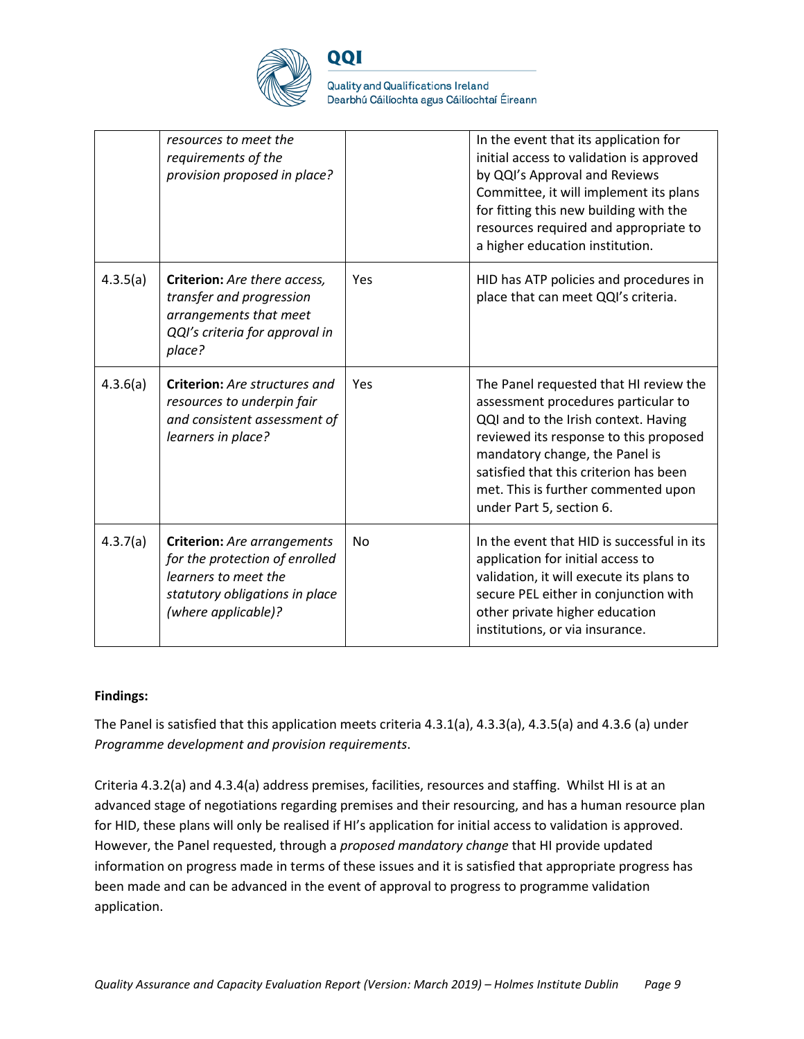| | | | |
|---|---|---|---|
| | *resources to meet the requirements of the provision proposed in place?* | | In the event that its application for initial access to validation is approved by QQI's Approval and Reviews Committee, it will implement its plans for fitting this new building with the resources required and appropriate to a higher education institution. |
| 4.3.5(a) | **Criterion:** *Are there access, transfer and progression arrangements that meet QQI's criteria for approval in place?* | Yes | HID has ATP policies and procedures in place that can meet QQI's criteria. |
| 4.3.6(a) | **Criterion:** *Are structures and resources to underpin fair and consistent assessment of learners in place?* | Yes | The Panel requested that HI review the assessment procedures particular to QQI and to the Irish context. Having reviewed its response to this proposed mandatory change, the Panel is satisfied that this criterion has been met. This is further commented upon under Part 5, section 6. |
| 4.3.7(a) | **Criterion:** *Are arrangements for the protection of enrolled learners to meet the statutory obligations in place (where applicable)?* | No | In the event that HID is successful in its application for initial access to validation, it will execute its plans to secure PEL either in conjunction with other private higher education institutions, or via insurance. |

**Findings:**

The Panel is satisfied that this application meets criteria 4.3.1(a), 4.3.3(a), 4.3.5(a) and 4.3.6 (a) under *Programme development and provision requirements*.

Criteria 4.3.2(a) and 4.3.4(a) address premises, facilities, resources and staffing. Whilst HI is at an advanced stage of negotiations regarding premises and their resourcing, and has a human resource plan for HID, these plans will only be realised if HI's application for initial access to validation is approved. However, the Panel requested, through a *proposed mandatory change* that HI provide updated information on progress made in terms of these issues and it is satisfied that appropriate progress has been made and can be advanced in the event of approval to progress to programme validation application.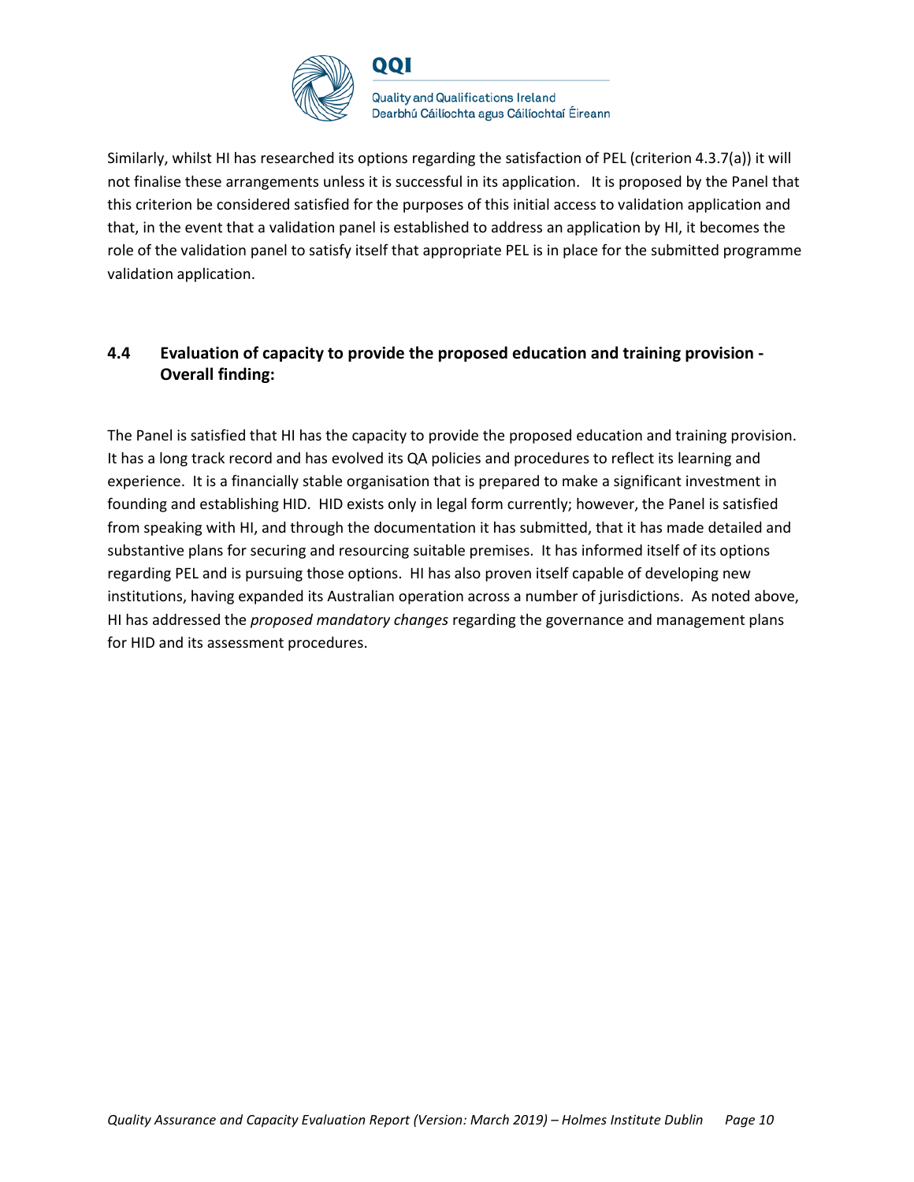Similarly, whilst HI has researched its options regarding the satisfaction of PEL (criterion 4.3.7(a)) it will not finalise these arrangements unless it is successful in its application. It is proposed by the Panel that this criterion be considered satisfied for the purposes of this initial access to validation application and that, in the event that a validation panel is established to address an application by HI, it becomes the role of the validation panel to satisfy itself that appropriate PEL is in place for the submitted programme validation application.

## 4.4 Evaluation of capacity to provide the proposed education and training provision - Overall finding:

The Panel is satisfied that HI has the capacity to provide the proposed education and training provision. It has a long track record and has evolved its QA policies and procedures to reflect its learning and experience. It is a financially stable organisation that is prepared to make a significant investment in founding and establishing HID. HID exists only in legal form currently; however, the Panel is satisfied from speaking with HI, and through the documentation it has submitted, that it has made detailed and substantive plans for securing and resourcing suitable premises. It has informed itself of its options regarding PEL and is pursuing those options. HI has also proven itself capable of developing new institutions, having expanded its Australian operation across a number of jurisdictions. As noted above, HI has addressed the *proposed mandatory changes* regarding the governance and management plans for HID and its assessment procedures.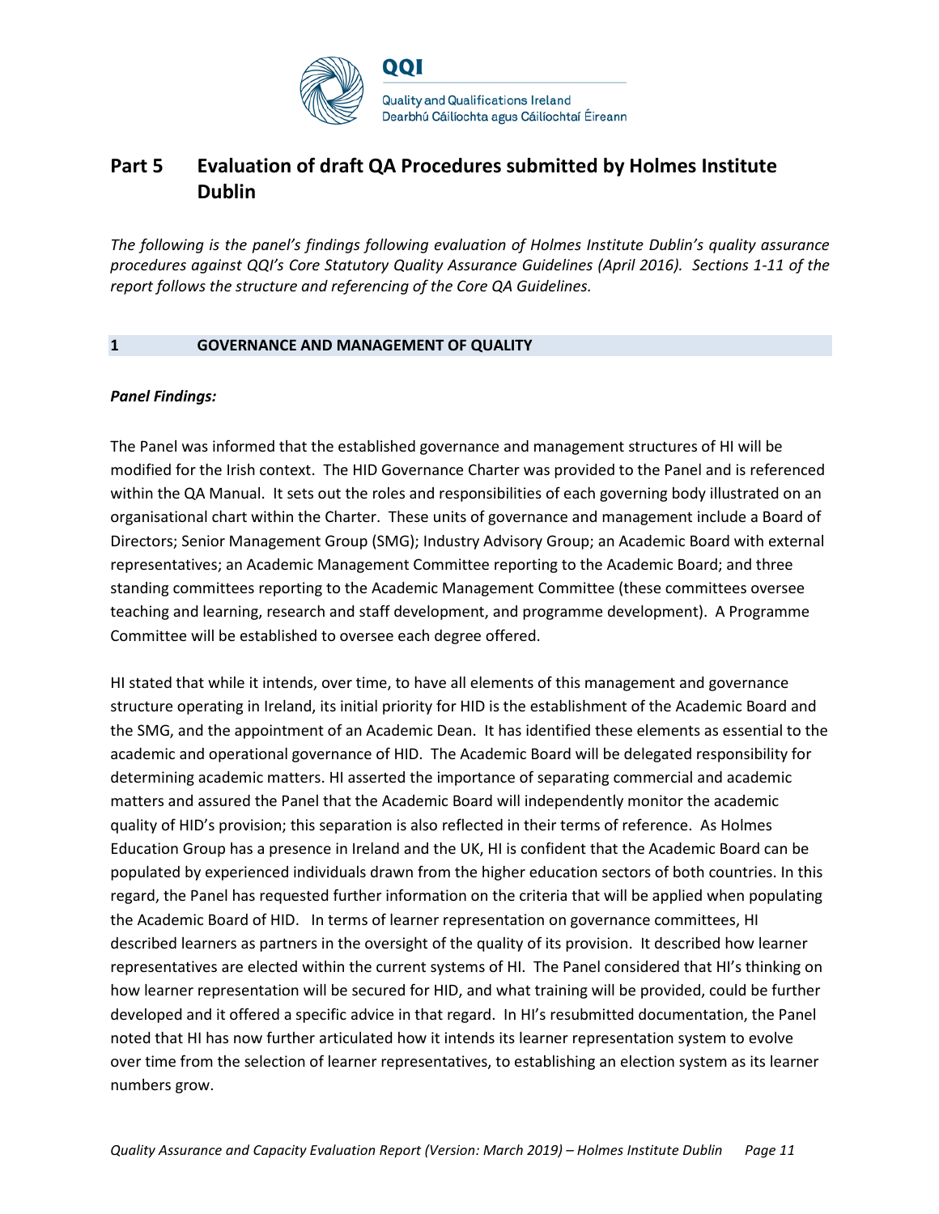# Part 5 Evaluation of draft QA Procedures submitted by Holmes Institute Dublin

*The following is the panel's findings following evaluation of Holmes Institute Dublin's quality assurance procedures against QQI's Core Statutory Quality Assurance Guidelines (April 2016). Sections 1-11 of the report follows the structure and referencing of the Core QA Guidelines.*

## 1 GOVERNANCE AND MANAGEMENT OF QUALITY

***Panel Findings:***

The Panel was informed that the established governance and management structures of HI will be modified for the Irish context. The HID Governance Charter was provided to the Panel and is referenced within the QA Manual. It sets out the roles and responsibilities of each governing body illustrated on an organisational chart within the Charter. These units of governance and management include a Board of Directors; Senior Management Group (SMG); Industry Advisory Group; an Academic Board with external representatives; an Academic Management Committee reporting to the Academic Board; and three standing committees reporting to the Academic Management Committee (these committees oversee teaching and learning, research and staff development, and programme development). A Programme Committee will be established to oversee each degree offered.

HI stated that while it intends, over time, to have all elements of this management and governance structure operating in Ireland, its initial priority for HID is the establishment of the Academic Board and the SMG, and the appointment of an Academic Dean. It has identified these elements as essential to the academic and operational governance of HID. The Academic Board will be delegated responsibility for determining academic matters. HI asserted the importance of separating commercial and academic matters and assured the Panel that the Academic Board will independently monitor the academic quality of HID's provision; this separation is also reflected in their terms of reference. As Holmes Education Group has a presence in Ireland and the UK, HI is confident that the Academic Board can be populated by experienced individuals drawn from the higher education sectors of both countries. In this regard, the Panel has requested further information on the criteria that will be applied when populating the Academic Board of HID. In terms of learner representation on governance committees, HI described learners as partners in the oversight of the quality of its provision. It described how learner representatives are elected within the current systems of HI. The Panel considered that HI's thinking on how learner representation will be secured for HID, and what training will be provided, could be further developed and it offered a specific advice in that regard. In HI's resubmitted documentation, the Panel noted that HI has now further articulated how it intends its learner representation system to evolve over time from the selection of learner representatives, to establishing an election system as its learner numbers grow.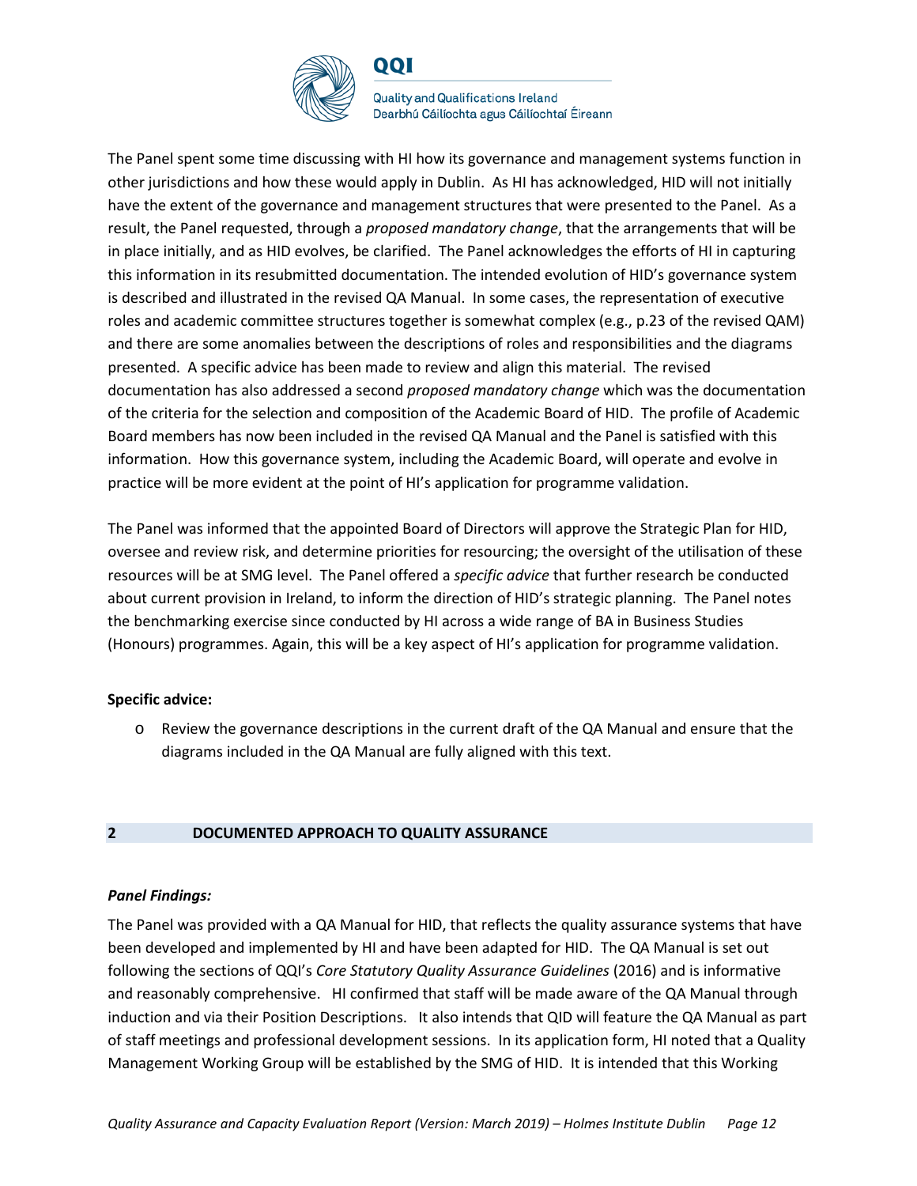The Panel spent some time discussing with HI how its governance and management systems function in other jurisdictions and how these would apply in Dublin. As HI has acknowledged, HID will not initially have the extent of the governance and management structures that were presented to the Panel. As a result, the Panel requested, through a *proposed mandatory change*, that the arrangements that will be in place initially, and as HID evolves, be clarified. The Panel acknowledges the efforts of HI in capturing this information in its resubmitted documentation. The intended evolution of HID's governance system is described and illustrated in the revised QA Manual. In some cases, the representation of executive roles and academic committee structures together is somewhat complex (e.g., p.23 of the revised QAM) and there are some anomalies between the descriptions of roles and responsibilities and the diagrams presented. A specific advice has been made to review and align this material. The revised documentation has also addressed a second *proposed mandatory change* which was the documentation of the criteria for the selection and composition of the Academic Board of HID. The profile of Academic Board members has now been included in the revised QA Manual and the Panel is satisfied with this information. How this governance system, including the Academic Board, will operate and evolve in practice will be more evident at the point of HI's application for programme validation.

The Panel was informed that the appointed Board of Directors will approve the Strategic Plan for HID, oversee and review risk, and determine priorities for resourcing; the oversight of the utilisation of these resources will be at SMG level. The Panel offered a *specific advice* that further research be conducted about current provision in Ireland, to inform the direction of HID's strategic planning. The Panel notes the benchmarking exercise since conducted by HI across a wide range of BA in Business Studies (Honours) programmes. Again, this will be a key aspect of HI's application for programme validation.

**Specific advice:**

- Review the governance descriptions in the current draft of the QA Manual and ensure that the diagrams included in the QA Manual are fully aligned with this text.

## 2 DOCUMENTED APPROACH TO QUALITY ASSURANCE

***Panel Findings:***

The Panel was provided with a QA Manual for HID, that reflects the quality assurance systems that have been developed and implemented by HI and have been adapted for HID. The QA Manual is set out following the sections of QQI's *Core Statutory Quality Assurance Guidelines* (2016) and is informative and reasonably comprehensive. HI confirmed that staff will be made aware of the QA Manual through induction and via their Position Descriptions. It also intends that QID will feature the QA Manual as part of staff meetings and professional development sessions. In its application form, HI noted that a Quality Management Working Group will be established by the SMG of HID. It is intended that this Working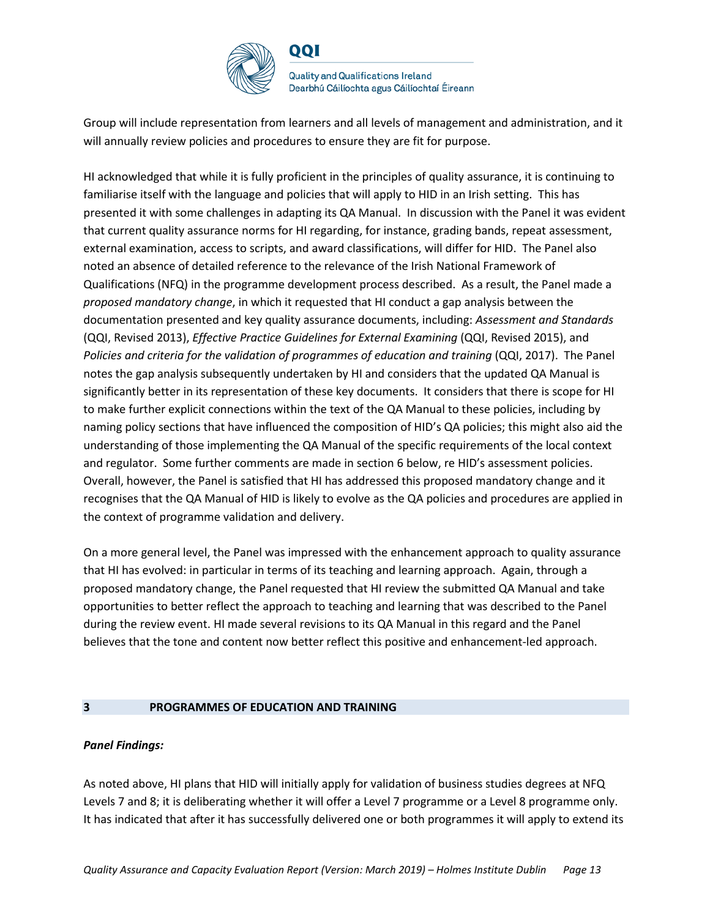Group will include representation from learners and all levels of management and administration, and it will annually review policies and procedures to ensure they are fit for purpose.

HI acknowledged that while it is fully proficient in the principles of quality assurance, it is continuing to familiarise itself with the language and policies that will apply to HID in an Irish setting. This has presented it with some challenges in adapting its QA Manual. In discussion with the Panel it was evident that current quality assurance norms for HI regarding, for instance, grading bands, repeat assessment, external examination, access to scripts, and award classifications, will differ for HID. The Panel also noted an absence of detailed reference to the relevance of the Irish National Framework of Qualifications (NFQ) in the programme development process described. As a result, the Panel made a *proposed mandatory change*, in which it requested that HI conduct a gap analysis between the documentation presented and key quality assurance documents, including: *Assessment and Standards* (QQI, Revised 2013), *Effective Practice Guidelines for External Examining* (QQI, Revised 2015), and *Policies and criteria for the validation of programmes of education and training* (QQI, 2017). The Panel notes the gap analysis subsequently undertaken by HI and considers that the updated QA Manual is significantly better in its representation of these key documents. It considers that there is scope for HI to make further explicit connections within the text of the QA Manual to these policies, including by naming policy sections that have influenced the composition of HID's QA policies; this might also aid the understanding of those implementing the QA Manual of the specific requirements of the local context and regulator. Some further comments are made in section 6 below, re HID's assessment policies. Overall, however, the Panel is satisfied that HI has addressed this proposed mandatory change and it recognises that the QA Manual of HID is likely to evolve as the QA policies and procedures are applied in the context of programme validation and delivery.

On a more general level, the Panel was impressed with the enhancement approach to quality assurance that HI has evolved: in particular in terms of its teaching and learning approach. Again, through a proposed mandatory change, the Panel requested that HI review the submitted QA Manual and take opportunities to better reflect the approach to teaching and learning that was described to the Panel during the review event. HI made several revisions to its QA Manual in this regard and the Panel believes that the tone and content now better reflect this positive and enhancement-led approach.

## 3 PROGRAMMES OF EDUCATION AND TRAINING

***Panel Findings:***

As noted above, HI plans that HID will initially apply for validation of business studies degrees at NFQ Levels 7 and 8; it is deliberating whether it will offer a Level 7 programme or a Level 8 programme only. It has indicated that after it has successfully delivered one or both programmes it will apply to extend its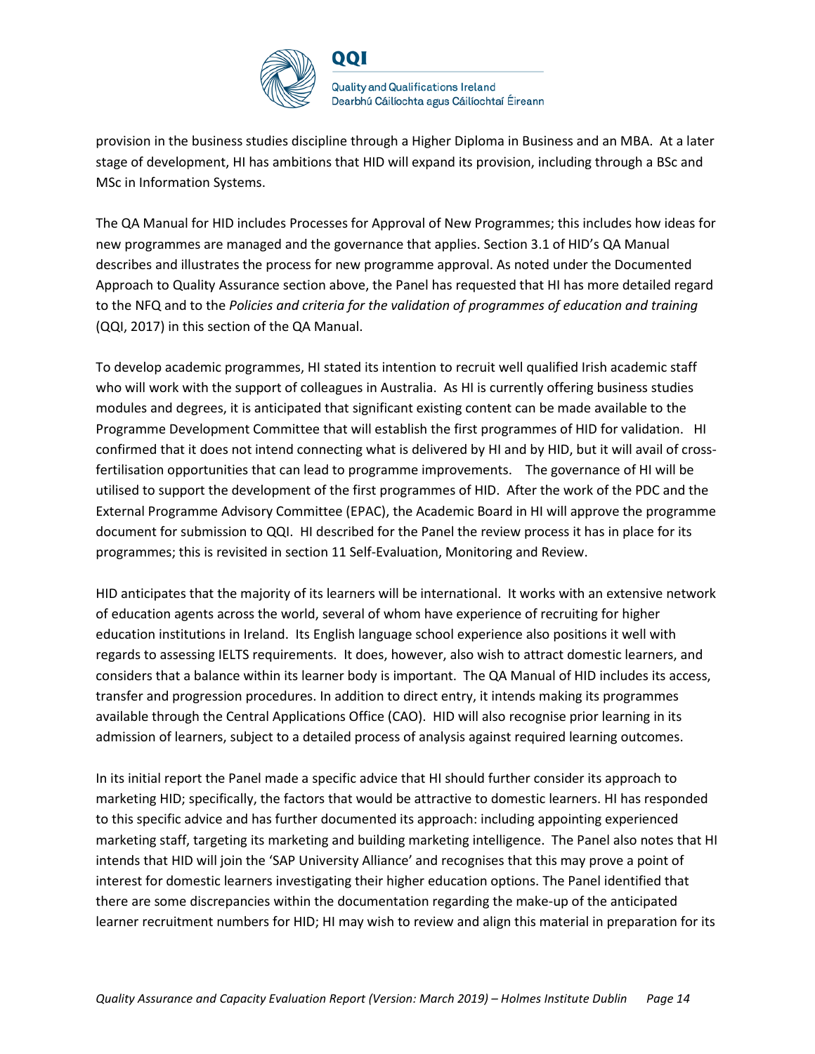provision in the business studies discipline through a Higher Diploma in Business and an MBA. At a later stage of development, HI has ambitions that HID will expand its provision, including through a BSc and MSc in Information Systems.

The QA Manual for HID includes Processes for Approval of New Programmes; this includes how ideas for new programmes are managed and the governance that applies. Section 3.1 of HID's QA Manual describes and illustrates the process for new programme approval. As noted under the Documented Approach to Quality Assurance section above, the Panel has requested that HI has more detailed regard to the NFQ and to the *Policies and criteria for the validation of programmes of education and training* (QQI, 2017) in this section of the QA Manual.

To develop academic programmes, HI stated its intention to recruit well qualified Irish academic staff who will work with the support of colleagues in Australia. As HI is currently offering business studies modules and degrees, it is anticipated that significant existing content can be made available to the Programme Development Committee that will establish the first programmes of HID for validation. HI confirmed that it does not intend connecting what is delivered by HI and by HID, but it will avail of cross-fertilisation opportunities that can lead to programme improvements. The governance of HI will be utilised to support the development of the first programmes of HID. After the work of the PDC and the External Programme Advisory Committee (EPAC), the Academic Board in HI will approve the programme document for submission to QQI. HI described for the Panel the review process it has in place for its programmes; this is revisited in section 11 Self-Evaluation, Monitoring and Review.

HID anticipates that the majority of its learners will be international. It works with an extensive network of education agents across the world, several of whom have experience of recruiting for higher education institutions in Ireland. Its English language school experience also positions it well with regards to assessing IELTS requirements. It does, however, also wish to attract domestic learners, and considers that a balance within its learner body is important. The QA Manual of HID includes its access, transfer and progression procedures. In addition to direct entry, it intends making its programmes available through the Central Applications Office (CAO). HID will also recognise prior learning in its admission of learners, subject to a detailed process of analysis against required learning outcomes.

In its initial report the Panel made a specific advice that HI should further consider its approach to marketing HID; specifically, the factors that would be attractive to domestic learners. HI has responded to this specific advice and has further documented its approach: including appointing experienced marketing staff, targeting its marketing and building marketing intelligence. The Panel also notes that HI intends that HID will join the 'SAP University Alliance' and recognises that this may prove a point of interest for domestic learners investigating their higher education options. The Panel identified that there are some discrepancies within the documentation regarding the make-up of the anticipated learner recruitment numbers for HID; HI may wish to review and align this material in preparation for its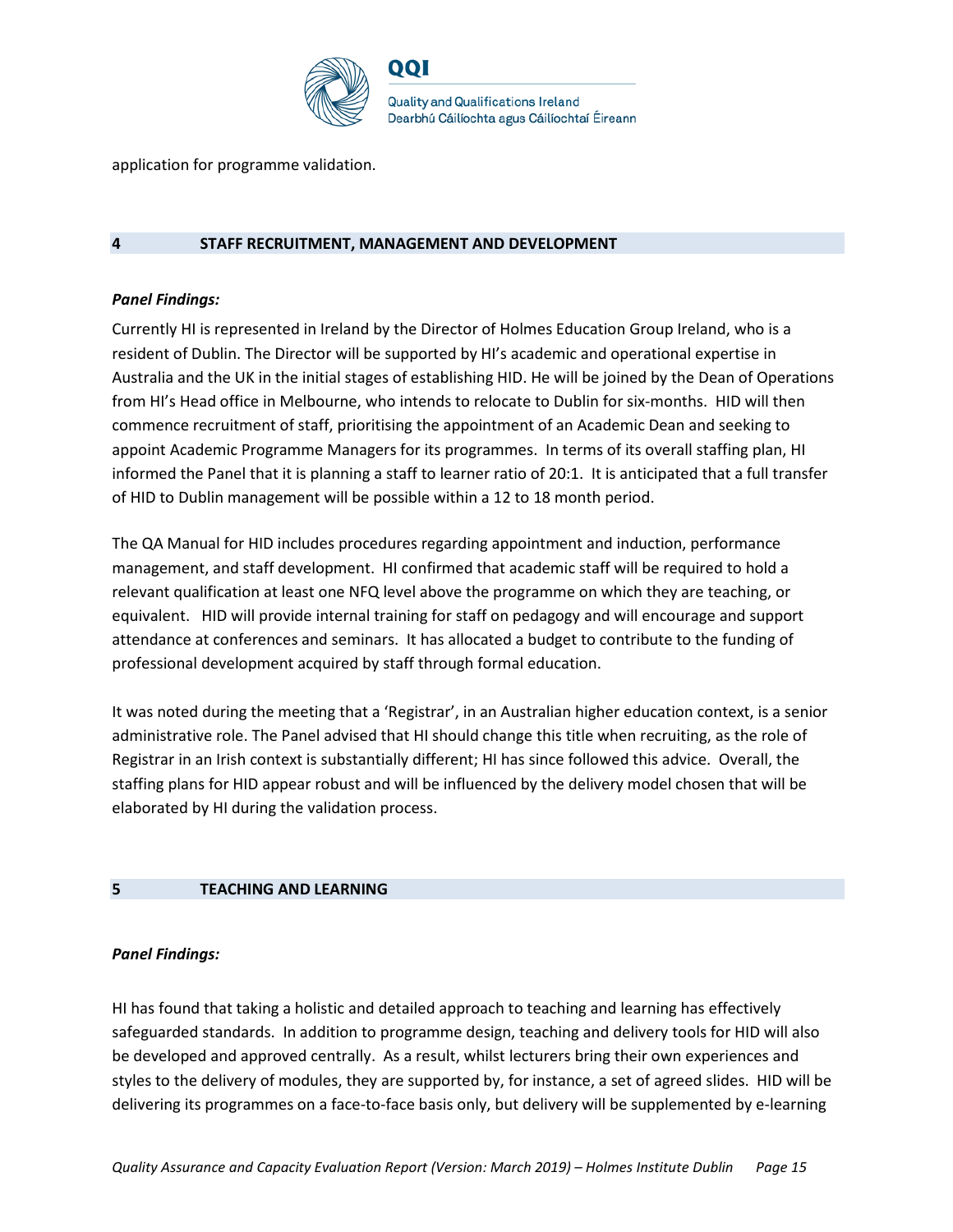application for programme validation.

## 4 STAFF RECRUITMENT, MANAGEMENT AND DEVELOPMENT

***Panel Findings:***

Currently HI is represented in Ireland by the Director of Holmes Education Group Ireland, who is a resident of Dublin. The Director will be supported by HI's academic and operational expertise in Australia and the UK in the initial stages of establishing HID. He will be joined by the Dean of Operations from HI's Head office in Melbourne, who intends to relocate to Dublin for six-months. HID will then commence recruitment of staff, prioritising the appointment of an Academic Dean and seeking to appoint Academic Programme Managers for its programmes. In terms of its overall staffing plan, HI informed the Panel that it is planning a staff to learner ratio of 20:1. It is anticipated that a full transfer of HID to Dublin management will be possible within a 12 to 18 month period.

The QA Manual for HID includes procedures regarding appointment and induction, performance management, and staff development. HI confirmed that academic staff will be required to hold a relevant qualification at least one NFQ level above the programme on which they are teaching, or equivalent. HID will provide internal training for staff on pedagogy and will encourage and support attendance at conferences and seminars. It has allocated a budget to contribute to the funding of professional development acquired by staff through formal education.

It was noted during the meeting that a 'Registrar', in an Australian higher education context, is a senior administrative role. The Panel advised that HI should change this title when recruiting, as the role of Registrar in an Irish context is substantially different; HI has since followed this advice. Overall, the staffing plans for HID appear robust and will be influenced by the delivery model chosen that will be elaborated by HI during the validation process.

## 5 TEACHING AND LEARNING

***Panel Findings:***

HI has found that taking a holistic and detailed approach to teaching and learning has effectively safeguarded standards. In addition to programme design, teaching and delivery tools for HID will also be developed and approved centrally. As a result, whilst lecturers bring their own experiences and styles to the delivery of modules, they are supported by, for instance, a set of agreed slides. HID will be delivering its programmes on a face-to-face basis only, but delivery will be supplemented by e-learning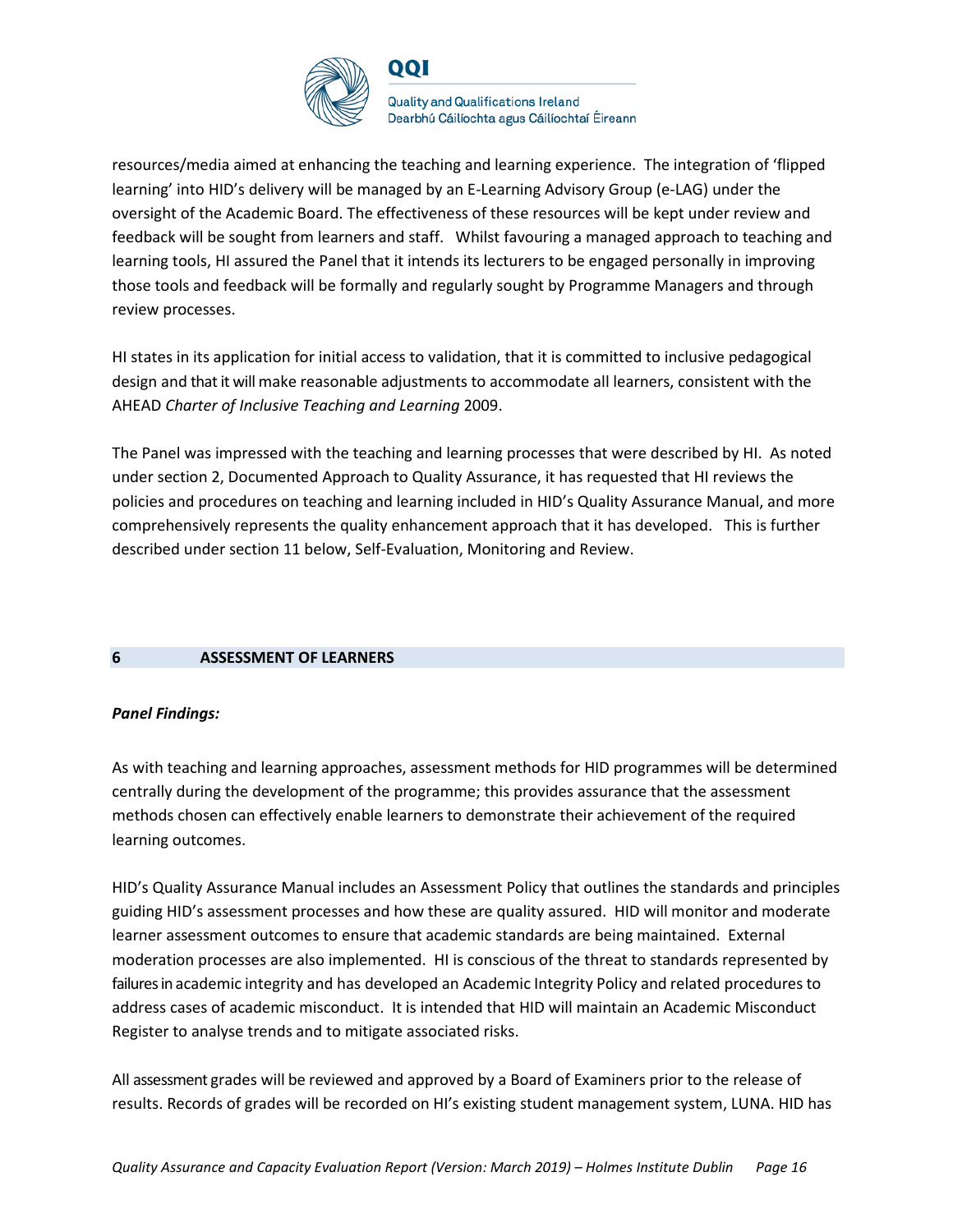resources/media aimed at enhancing the teaching and learning experience. The integration of 'flipped learning' into HID's delivery will be managed by an E-Learning Advisory Group (e-LAG) under the oversight of the Academic Board. The effectiveness of these resources will be kept under review and feedback will be sought from learners and staff. Whilst favouring a managed approach to teaching and learning tools, HI assured the Panel that it intends its lecturers to be engaged personally in improving those tools and feedback will be formally and regularly sought by Programme Managers and through review processes.

HI states in its application for initial access to validation, that it is committed to inclusive pedagogical design and that it will make reasonable adjustments to accommodate all learners, consistent with the AHEAD *Charter of Inclusive Teaching and Learning* 2009.

The Panel was impressed with the teaching and learning processes that were described by HI. As noted under section 2, Documented Approach to Quality Assurance, it has requested that HI reviews the policies and procedures on teaching and learning included in HID's Quality Assurance Manual, and more comprehensively represents the quality enhancement approach that it has developed. This is further described under section 11 below, Self-Evaluation, Monitoring and Review.

## 6 ASSESSMENT OF LEARNERS

***Panel Findings:***

As with teaching and learning approaches, assessment methods for HID programmes will be determined centrally during the development of the programme; this provides assurance that the assessment methods chosen can effectively enable learners to demonstrate their achievement of the required learning outcomes.

HID's Quality Assurance Manual includes an Assessment Policy that outlines the standards and principles guiding HID's assessment processes and how these are quality assured. HID will monitor and moderate learner assessment outcomes to ensure that academic standards are being maintained. External moderation processes are also implemented. HI is conscious of the threat to standards represented by failures in academic integrity and has developed an Academic Integrity Policy and related procedures to address cases of academic misconduct. It is intended that HID will maintain an Academic Misconduct Register to analyse trends and to mitigate associated risks.

All assessment grades will be reviewed and approved by a Board of Examiners prior to the release of results. Records of grades will be recorded on HI's existing student management system, LUNA. HID has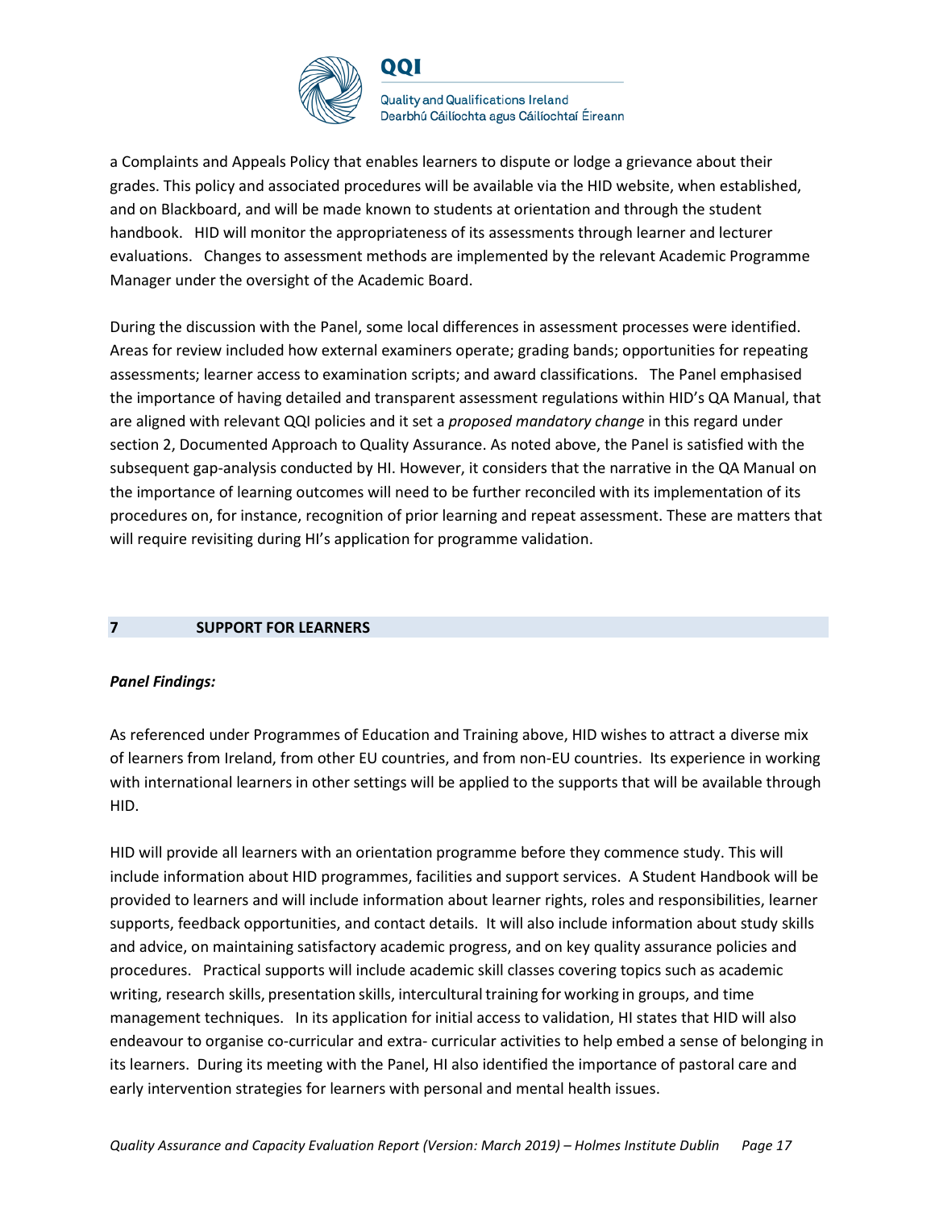a Complaints and Appeals Policy that enables learners to dispute or lodge a grievance about their grades. This policy and associated procedures will be available via the HID website, when established, and on Blackboard, and will be made known to students at orientation and through the student handbook. HID will monitor the appropriateness of its assessments through learner and lecturer evaluations. Changes to assessment methods are implemented by the relevant Academic Programme Manager under the oversight of the Academic Board.

During the discussion with the Panel, some local differences in assessment processes were identified. Areas for review included how external examiners operate; grading bands; opportunities for repeating assessments; learner access to examination scripts; and award classifications. The Panel emphasised the importance of having detailed and transparent assessment regulations within HID's QA Manual, that are aligned with relevant QQI policies and it set a *proposed mandatory change* in this regard under section 2, Documented Approach to Quality Assurance. As noted above, the Panel is satisfied with the subsequent gap-analysis conducted by HI. However, it considers that the narrative in the QA Manual on the importance of learning outcomes will need to be further reconciled with its implementation of its procedures on, for instance, recognition of prior learning and repeat assessment. These are matters that will require revisiting during HI's application for programme validation.

## 7 SUPPORT FOR LEARNERS

***Panel Findings:***

As referenced under Programmes of Education and Training above, HID wishes to attract a diverse mix of learners from Ireland, from other EU countries, and from non-EU countries. Its experience in working with international learners in other settings will be applied to the supports that will be available through HID.

HID will provide all learners with an orientation programme before they commence study. This will include information about HID programmes, facilities and support services. A Student Handbook will be provided to learners and will include information about learner rights, roles and responsibilities, learner supports, feedback opportunities, and contact details. It will also include information about study skills and advice, on maintaining satisfactory academic progress, and on key quality assurance policies and procedures. Practical supports will include academic skill classes covering topics such as academic writing, research skills, presentation skills, intercultural training for working in groups, and time management techniques. In its application for initial access to validation, HI states that HID will also endeavour to organise co-curricular and extra- curricular activities to help embed a sense of belonging in its learners. During its meeting with the Panel, HI also identified the importance of pastoral care and early intervention strategies for learners with personal and mental health issues.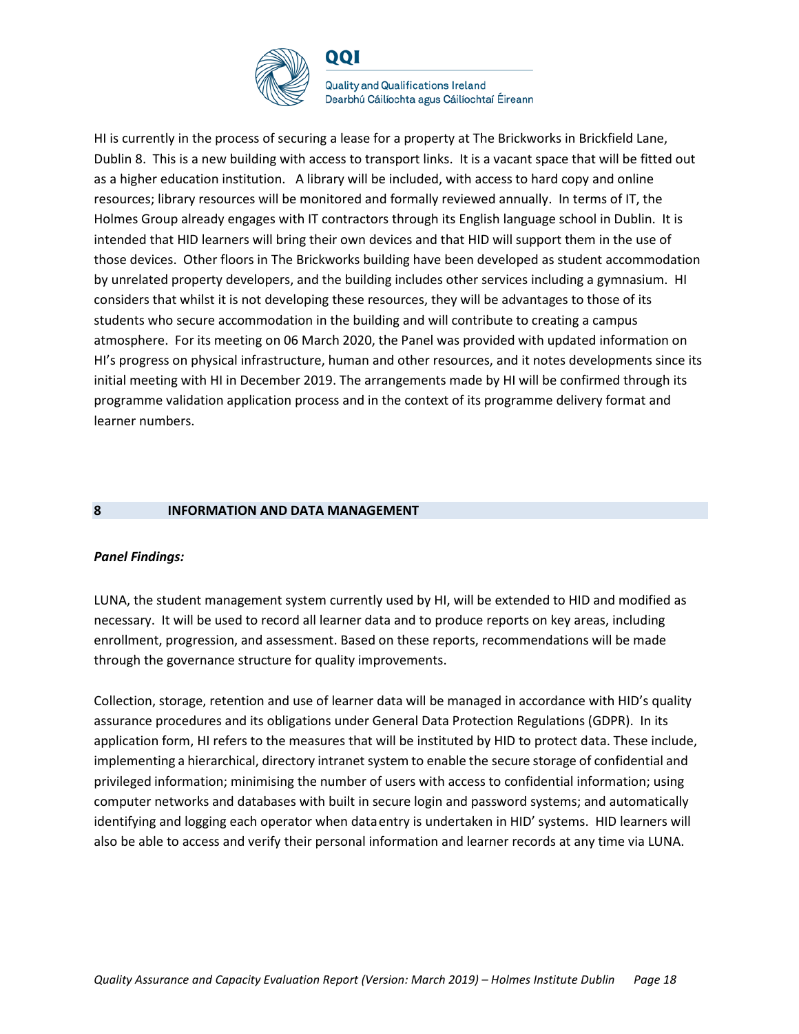HI is currently in the process of securing a lease for a property at The Brickworks in Brickfield Lane, Dublin 8. This is a new building with access to transport links. It is a vacant space that will be fitted out as a higher education institution. A library will be included, with access to hard copy and online resources; library resources will be monitored and formally reviewed annually. In terms of IT, the Holmes Group already engages with IT contractors through its English language school in Dublin. It is intended that HID learners will bring their own devices and that HID will support them in the use of those devices. Other floors in The Brickworks building have been developed as student accommodation by unrelated property developers, and the building includes other services including a gymnasium. HI considers that whilst it is not developing these resources, they will be advantages to those of its students who secure accommodation in the building and will contribute to creating a campus atmosphere. For its meeting on 06 March 2020, the Panel was provided with updated information on HI's progress on physical infrastructure, human and other resources, and it notes developments since its initial meeting with HI in December 2019. The arrangements made by HI will be confirmed through its programme validation application process and in the context of its programme delivery format and learner numbers.

## 8 INFORMATION AND DATA MANAGEMENT

***Panel Findings:***

LUNA, the student management system currently used by HI, will be extended to HID and modified as necessary. It will be used to record all learner data and to produce reports on key areas, including enrollment, progression, and assessment. Based on these reports, recommendations will be made through the governance structure for quality improvements.

Collection, storage, retention and use of learner data will be managed in accordance with HID's quality assurance procedures and its obligations under General Data Protection Regulations (GDPR). In its application form, HI refers to the measures that will be instituted by HID to protect data. These include, implementing a hierarchical, directory intranet system to enable the secure storage of confidential and privileged information; minimising the number of users with access to confidential information; using computer networks and databases with built in secure login and password systems; and automatically identifying and logging each operator when data entry is undertaken in HID' systems. HID learners will also be able to access and verify their personal information and learner records at any time via LUNA.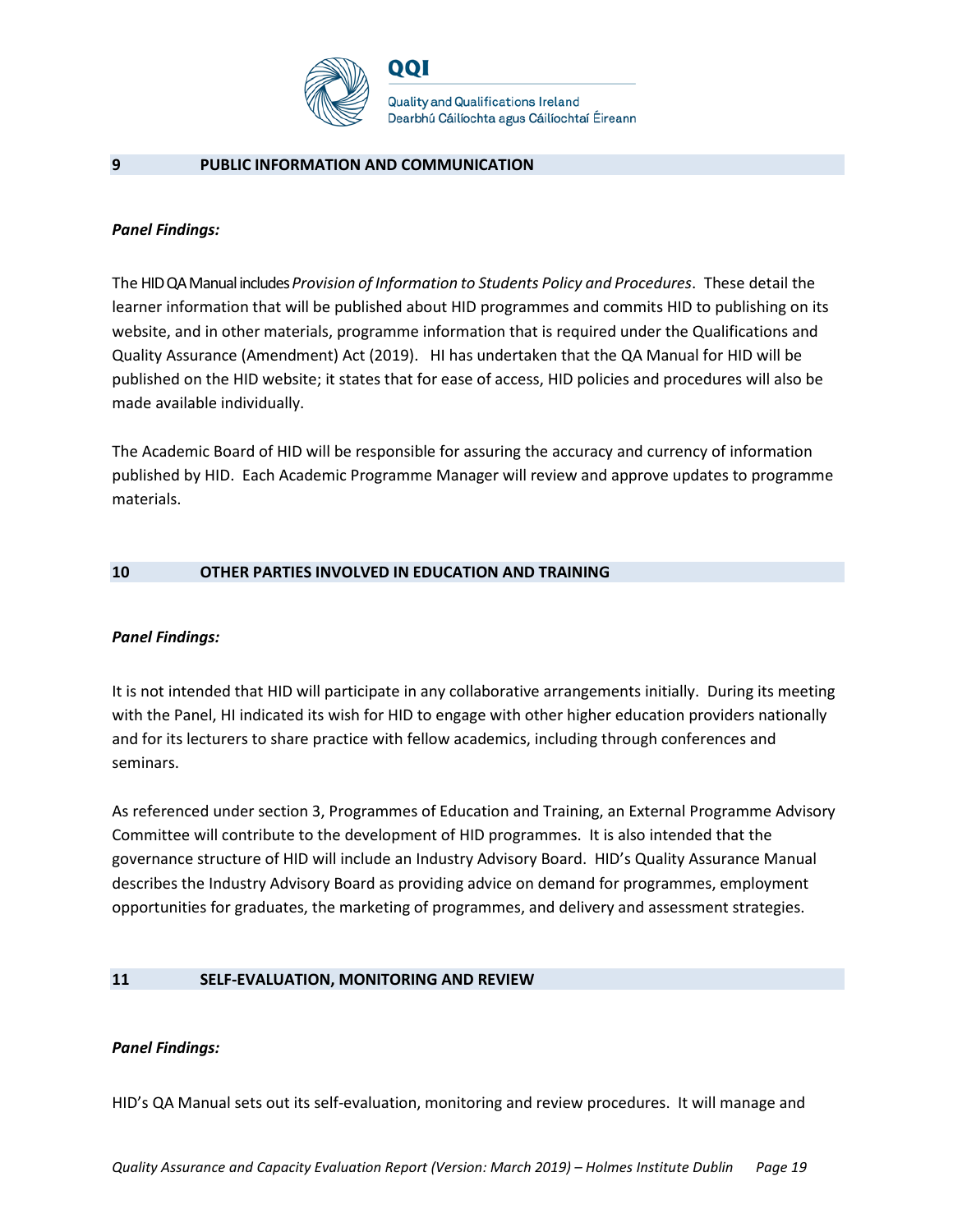## 9 PUBLIC INFORMATION AND COMMUNICATION

***Panel Findings:***

The HID QA Manual includes *Provision of Information to Students Policy and Procedures*. These detail the learner information that will be published about HID programmes and commits HID to publishing on its website, and in other materials, programme information that is required under the Qualifications and Quality Assurance (Amendment) Act (2019). HI has undertaken that the QA Manual for HID will be published on the HID website; it states that for ease of access, HID policies and procedures will also be made available individually.

The Academic Board of HID will be responsible for assuring the accuracy and currency of information published by HID. Each Academic Programme Manager will review and approve updates to programme materials.

## 10 OTHER PARTIES INVOLVED IN EDUCATION AND TRAINING

***Panel Findings:***

It is not intended that HID will participate in any collaborative arrangements initially. During its meeting with the Panel, HI indicated its wish for HID to engage with other higher education providers nationally and for its lecturers to share practice with fellow academics, including through conferences and seminars.

As referenced under section 3, Programmes of Education and Training, an External Programme Advisory Committee will contribute to the development of HID programmes. It is also intended that the governance structure of HID will include an Industry Advisory Board. HID's Quality Assurance Manual describes the Industry Advisory Board as providing advice on demand for programmes, employment opportunities for graduates, the marketing of programmes, and delivery and assessment strategies.

## 11 SELF-EVALUATION, MONITORING AND REVIEW

***Panel Findings:***

HID's QA Manual sets out its self-evaluation, monitoring and review procedures. It will manage and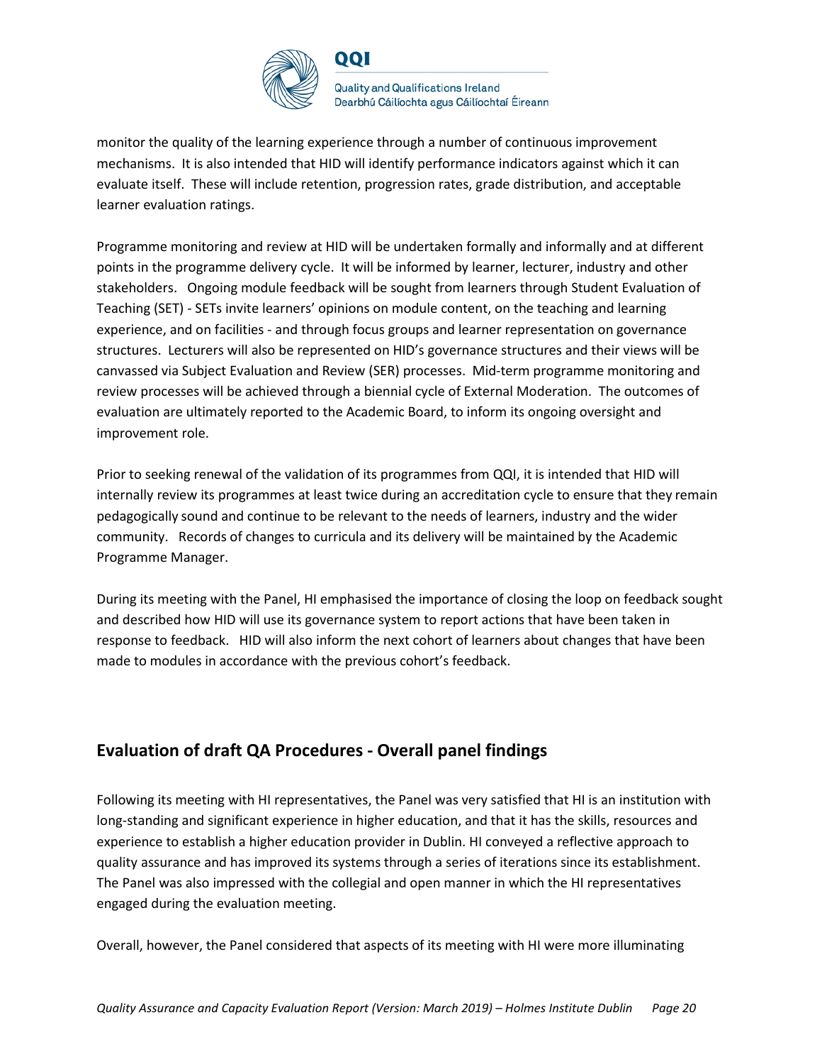monitor the quality of the learning experience through a number of continuous improvement mechanisms. It is also intended that HID will identify performance indicators against which it can evaluate itself. These will include retention, progression rates, grade distribution, and acceptable learner evaluation ratings.

Programme monitoring and review at HID will be undertaken formally and informally and at different points in the programme delivery cycle. It will be informed by learner, lecturer, industry and other stakeholders. Ongoing module feedback will be sought from learners through Student Evaluation of Teaching (SET) - SETs invite learners' opinions on module content, on the teaching and learning experience, and on facilities - and through focus groups and learner representation on governance structures. Lecturers will also be represented on HID's governance structures and their views will be canvassed via Subject Evaluation and Review (SER) processes. Mid-term programme monitoring and review processes will be achieved through a biennial cycle of External Moderation. The outcomes of evaluation are ultimately reported to the Academic Board, to inform its ongoing oversight and improvement role.

Prior to seeking renewal of the validation of its programmes from QQI, it is intended that HID will internally review its programmes at least twice during an accreditation cycle to ensure that they remain pedagogically sound and continue to be relevant to the needs of learners, industry and the wider community. Records of changes to curricula and its delivery will be maintained by the Academic Programme Manager.

During its meeting with the Panel, HI emphasised the importance of closing the loop on feedback sought and described how HID will use its governance system to report actions that have been taken in response to feedback. HID will also inform the next cohort of learners about changes that have been made to modules in accordance with the previous cohort's feedback.

## Evaluation of draft QA Procedures - Overall panel findings

Following its meeting with HI representatives, the Panel was very satisfied that HI is an institution with long-standing and significant experience in higher education, and that it has the skills, resources and experience to establish a higher education provider in Dublin. HI conveyed a reflective approach to quality assurance and has improved its systems through a series of iterations since its establishment. The Panel was also impressed with the collegial and open manner in which the HI representatives engaged during the evaluation meeting.

Overall, however, the Panel considered that aspects of its meeting with HI were more illuminating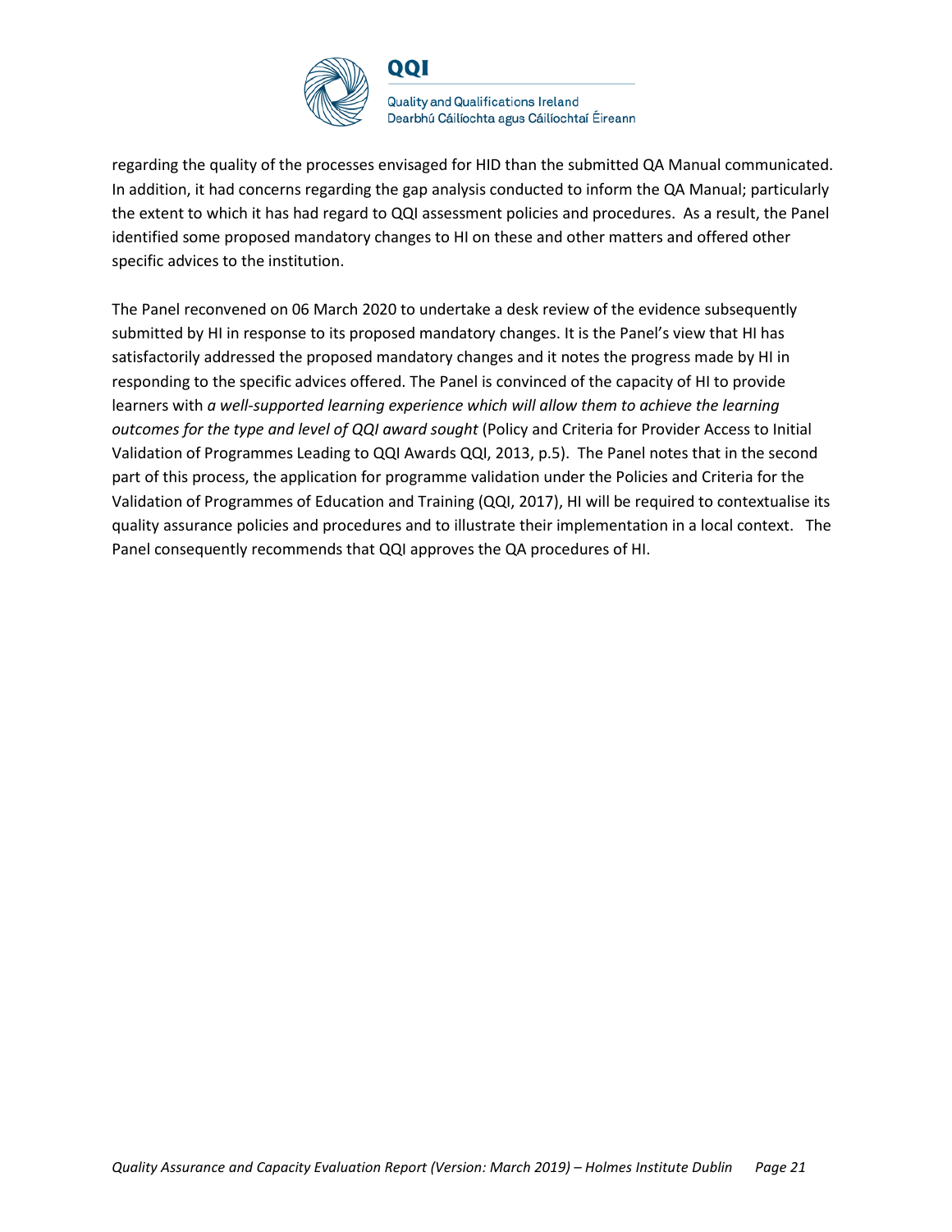regarding the quality of the processes envisaged for HID than the submitted QA Manual communicated. In addition, it had concerns regarding the gap analysis conducted to inform the QA Manual; particularly the extent to which it has had regard to QQI assessment policies and procedures. As a result, the Panel identified some proposed mandatory changes to HI on these and other matters and offered other specific advices to the institution.

The Panel reconvened on 06 March 2020 to undertake a desk review of the evidence subsequently submitted by HI in response to its proposed mandatory changes. It is the Panel's view that HI has satisfactorily addressed the proposed mandatory changes and it notes the progress made by HI in responding to the specific advices offered. The Panel is convinced of the capacity of HI to provide learners with *a well-supported learning experience which will allow them to achieve the learning outcomes for the type and level of QQI award sought* (Policy and Criteria for Provider Access to Initial Validation of Programmes Leading to QQI Awards QQI, 2013, p.5). The Panel notes that in the second part of this process, the application for programme validation under the Policies and Criteria for the Validation of Programmes of Education and Training (QQI, 2017), HI will be required to contextualise its quality assurance policies and procedures and to illustrate their implementation in a local context. The Panel consequently recommends that QQI approves the QA procedures of HI.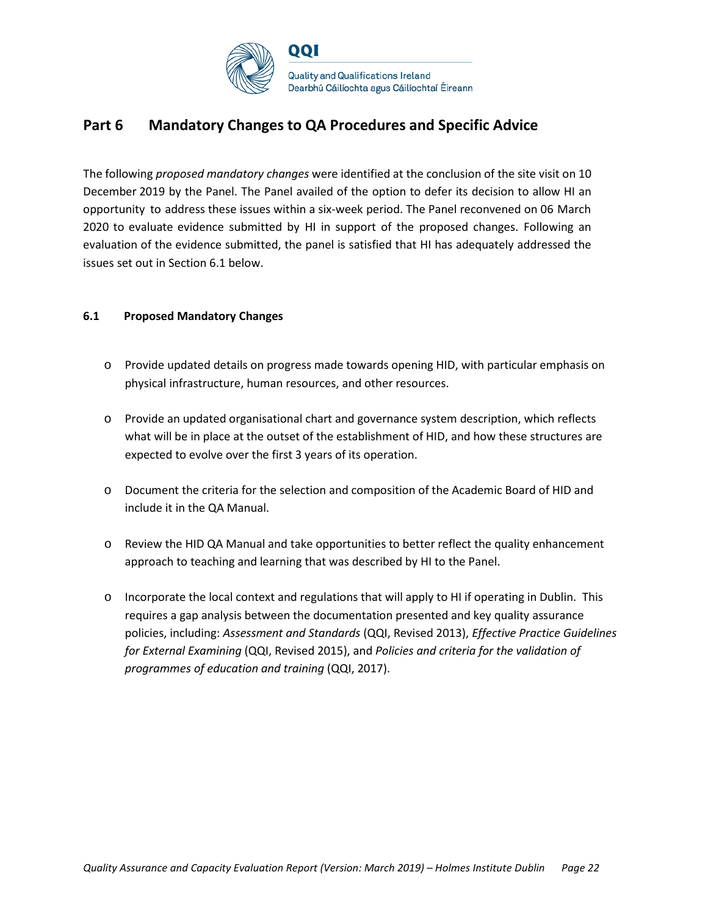## Part 6 Mandatory Changes to QA Procedures and Specific Advice

The following *proposed mandatory changes* were identified at the conclusion of the site visit on 10 December 2019 by the Panel. The Panel availed of the option to defer its decision to allow HI an opportunity to address these issues within a six-week period. The Panel reconvened on 06 March 2020 to evaluate evidence submitted by HI in support of the proposed changes. Following an evaluation of the evidence submitted, the panel is satisfied that HI has adequately addressed the issues set out in Section 6.1 below.

### 6.1 Proposed Mandatory Changes

- Provide updated details on progress made towards opening HID, with particular emphasis on physical infrastructure, human resources, and other resources.
- Provide an updated organisational chart and governance system description, which reflects what will be in place at the outset of the establishment of HID, and how these structures are expected to evolve over the first 3 years of its operation.
- Document the criteria for the selection and composition of the Academic Board of HID and include it in the QA Manual.
- Review the HID QA Manual and take opportunities to better reflect the quality enhancement approach to teaching and learning that was described by HI to the Panel.
- Incorporate the local context and regulations that will apply to HI if operating in Dublin. This requires a gap analysis between the documentation presented and key quality assurance policies, including: *Assessment and Standards* (QQI, Revised 2013), *Effective Practice Guidelines for External Examining* (QQI, Revised 2015), and *Policies and criteria for the validation of programmes of education and training* (QQI, 2017).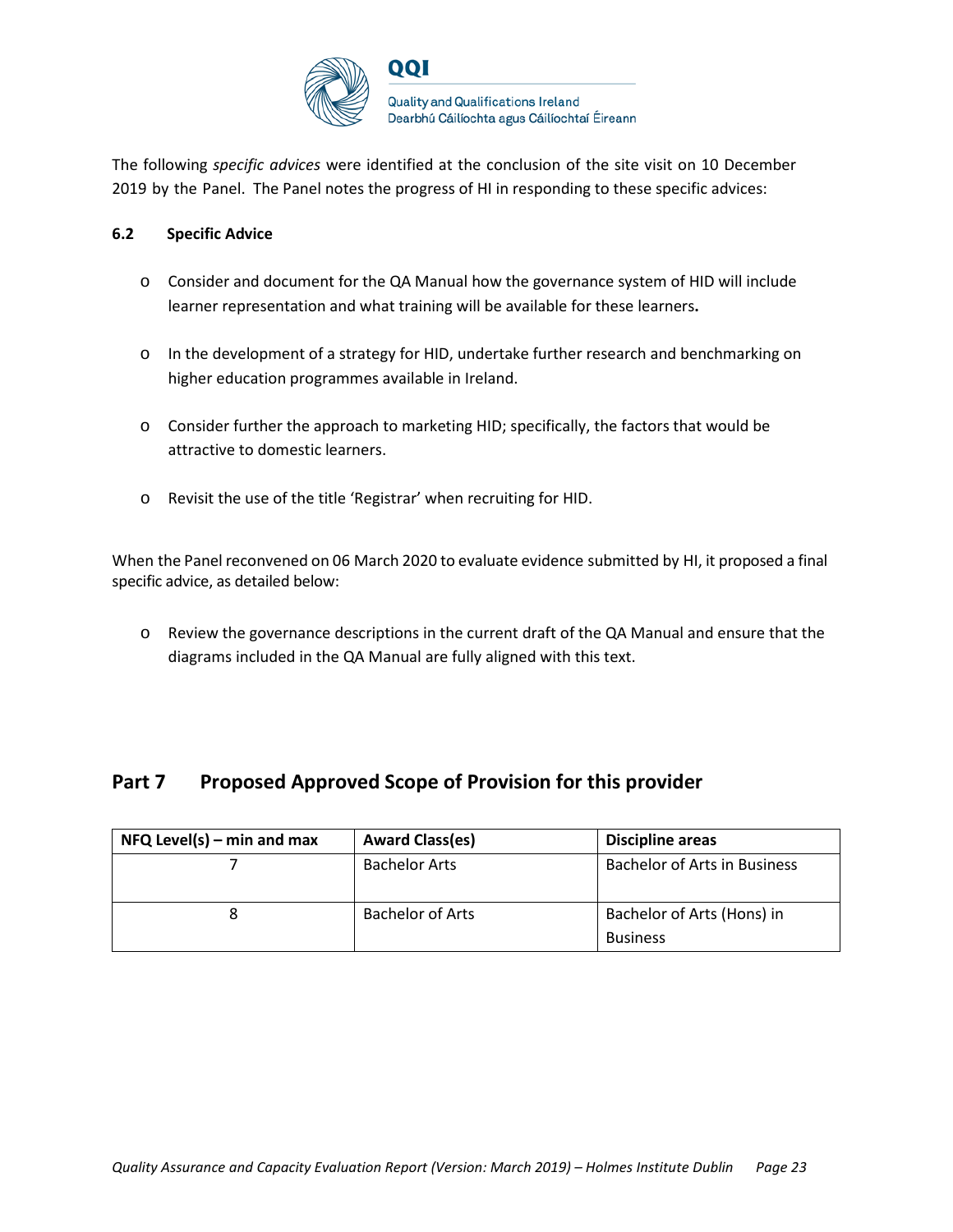The following *specific advices* were identified at the conclusion of the site visit on 10 December 2019 by the Panel. The Panel notes the progress of HI in responding to these specific advices:

### 6.2 Specific Advice

- Consider and document for the QA Manual how the governance system of HID will include learner representation and what training will be available for these learners**.**
- In the development of a strategy for HID, undertake further research and benchmarking on higher education programmes available in Ireland.
- Consider further the approach to marketing HID; specifically, the factors that would be attractive to domestic learners.
- Revisit the use of the title 'Registrar' when recruiting for HID.

When the Panel reconvened on 06 March 2020 to evaluate evidence submitted by HI, it proposed a final specific advice, as detailed below:

- Review the governance descriptions in the current draft of the QA Manual and ensure that the diagrams included in the QA Manual are fully aligned with this text.

## Part 7 Proposed Approved Scope of Provision for this provider

| NFQ Level(s) – min and max | Award Class(es) | Discipline areas |
| --- | --- | --- |
| 7 | Bachelor Arts | Bachelor of Arts in Business |
| 8 | Bachelor of Arts | Bachelor of Arts (Hons) in Business |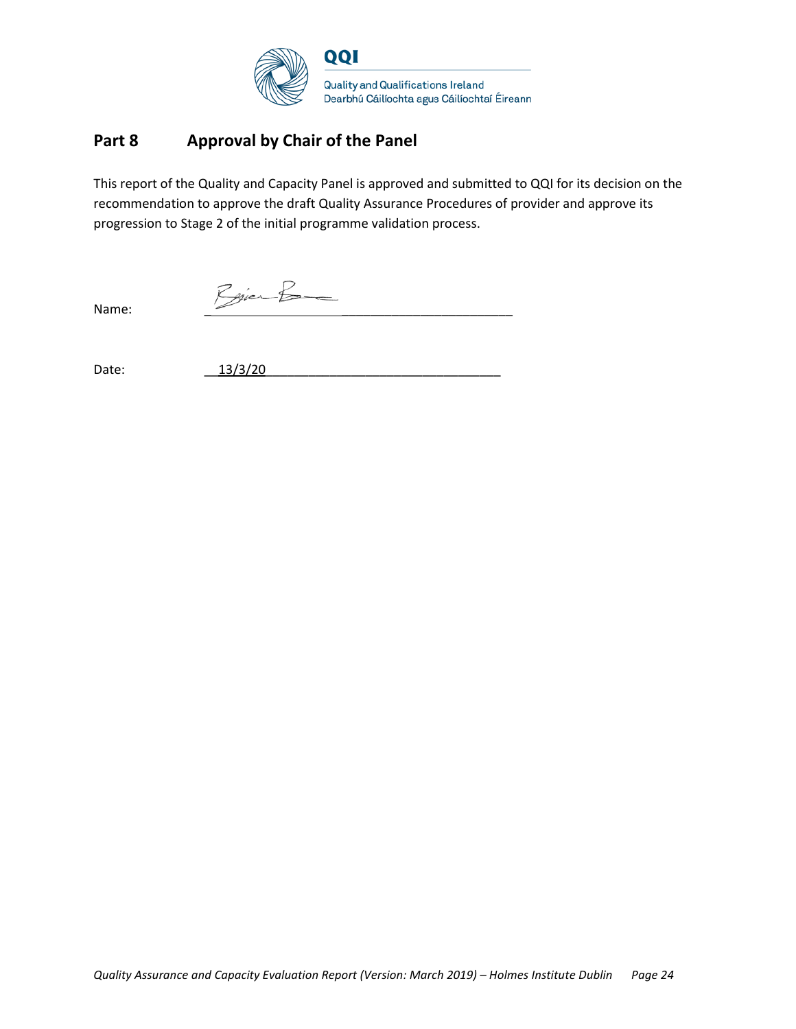## Part 8 Approval by Chair of the Panel

This report of the Quality and Capacity Panel is approved and submitted to QQI for its decision on the recommendation to approve the draft Quality Assurance Procedures of provider and approve its progression to Stage 2 of the initial programme validation process.

Name: ____________________________________________

Date: 13/3/20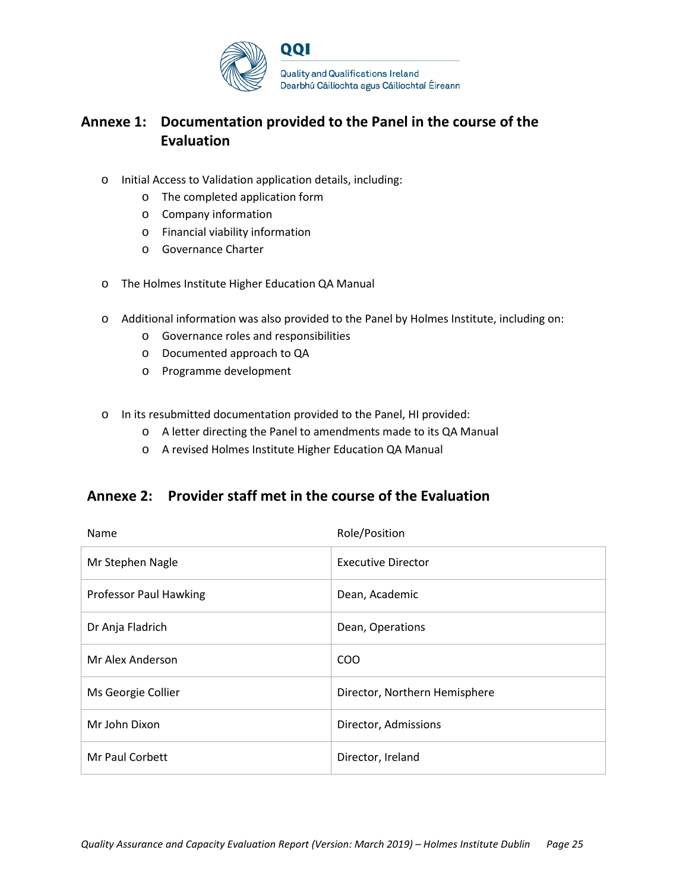## Annexe 1: Documentation provided to the Panel in the course of the Evaluation

- Initial Access to Validation application details, including:
  - The completed application form
  - Company information
  - Financial viability information
  - Governance Charter

- The Holmes Institute Higher Education QA Manual

- Additional information was also provided to the Panel by Holmes Institute, including on:
  - Governance roles and responsibilities
  - Documented approach to QA
  - Programme development

- In its resubmitted documentation provided to the Panel, HI provided:
  - A letter directing the Panel to amendments made to its QA Manual
  - A revised Holmes Institute Higher Education QA Manual

## Annexe 2: Provider staff met in the course of the Evaluation

| Name | Role/Position |
|---|---|
| Mr Stephen Nagle | Executive Director |
| Professor Paul Hawking | Dean, Academic |
| Dr Anja Fladrich | Dean, Operations |
| Mr Alex Anderson | COO |
| Ms Georgie Collier | Director, Northern Hemisphere |
| Mr John Dixon | Director, Admissions |
| Mr Paul Corbett | Director, Ireland |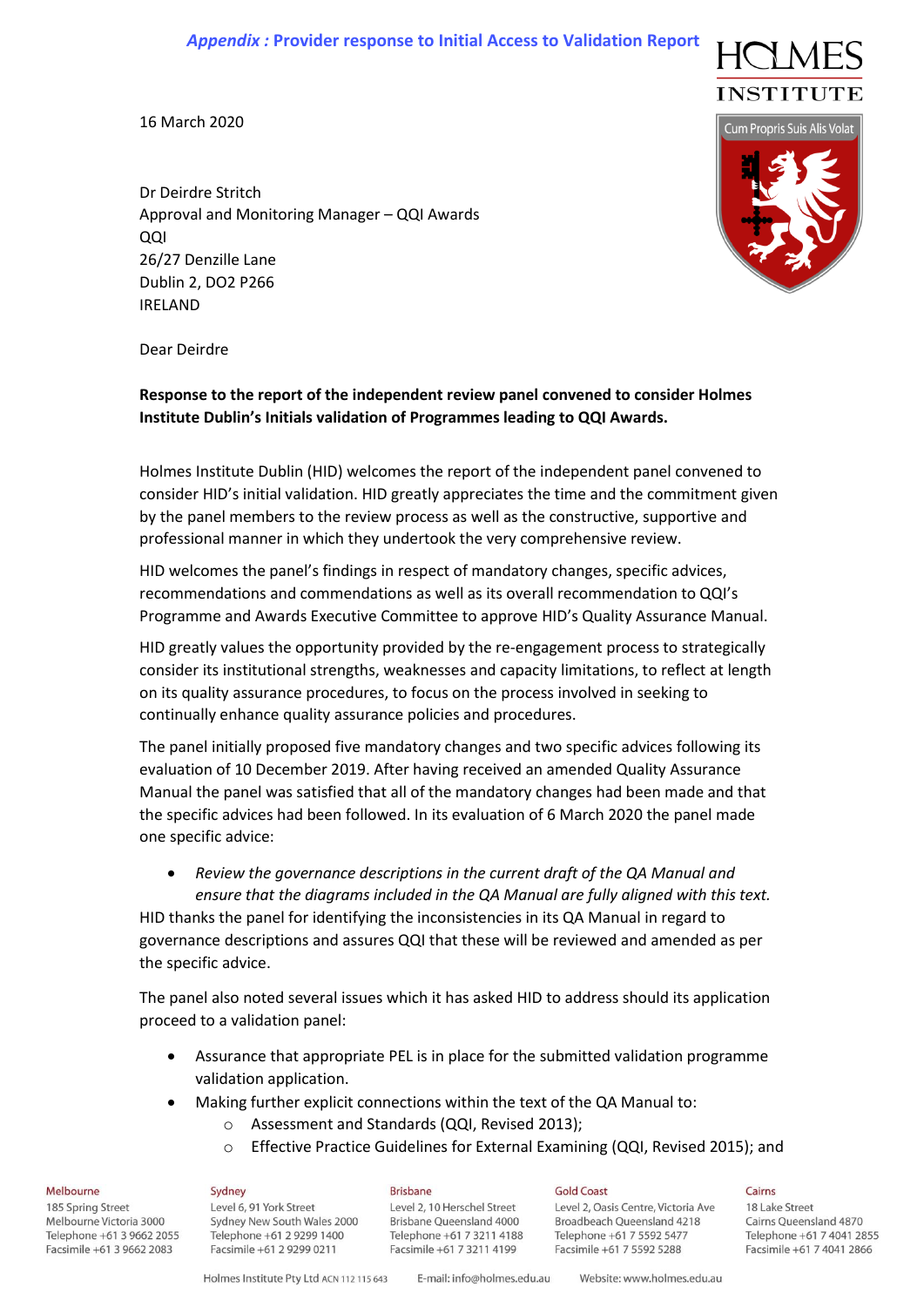*Appendix* : Provider response to Initial Access to Validation Report

16 March 2020

Dr Deirdre Stritch
Approval and Monitoring Manager – QQI Awards
QQI
26/27 Denzille Lane
Dublin 2, DO2 P266
IRELAND

Dear Deirdre

**Response to the report of the independent review panel convened to consider Holmes Institute Dublin's Initials validation of Programmes leading to QQI Awards.**

Holmes Institute Dublin (HID) welcomes the report of the independent panel convened to consider HID's initial validation. HID greatly appreciates the time and the commitment given by the panel members to the review process as well as the constructive, supportive and professional manner in which they undertook the very comprehensive review.

HID welcomes the panel's findings in respect of mandatory changes, specific advices, recommendations and commendations as well as its overall recommendation to QQI's Programme and Awards Executive Committee to approve HID's Quality Assurance Manual.

HID greatly values the opportunity provided by the re-engagement process to strategically consider its institutional strengths, weaknesses and capacity limitations, to reflect at length on its quality assurance procedures, to focus on the process involved in seeking to continually enhance quality assurance policies and procedures.

The panel initially proposed five mandatory changes and two specific advices following its evaluation of 10 December 2019. After having received an amended Quality Assurance Manual the panel was satisfied that all of the mandatory changes had been made and that the specific advices had been followed. In its evaluation of 6 March 2020 the panel made one specific advice:

- *Review the governance descriptions in the current draft of the QA Manual and ensure that the diagrams included in the QA Manual are fully aligned with this text.*

HID thanks the panel for identifying the inconsistencies in its QA Manual in regard to governance descriptions and assures QQI that these will be reviewed and amended as per the specific advice.

The panel also noted several issues which it has asked HID to address should its application proceed to a validation panel:

- Assurance that appropriate PEL is in place for the submitted validation programme validation application.
- Making further explicit connections within the text of the QA Manual to:
    - Assessment and Standards (QQI, Revised 2013);
    - Effective Practice Guidelines for External Examining (QQI, Revised 2015); and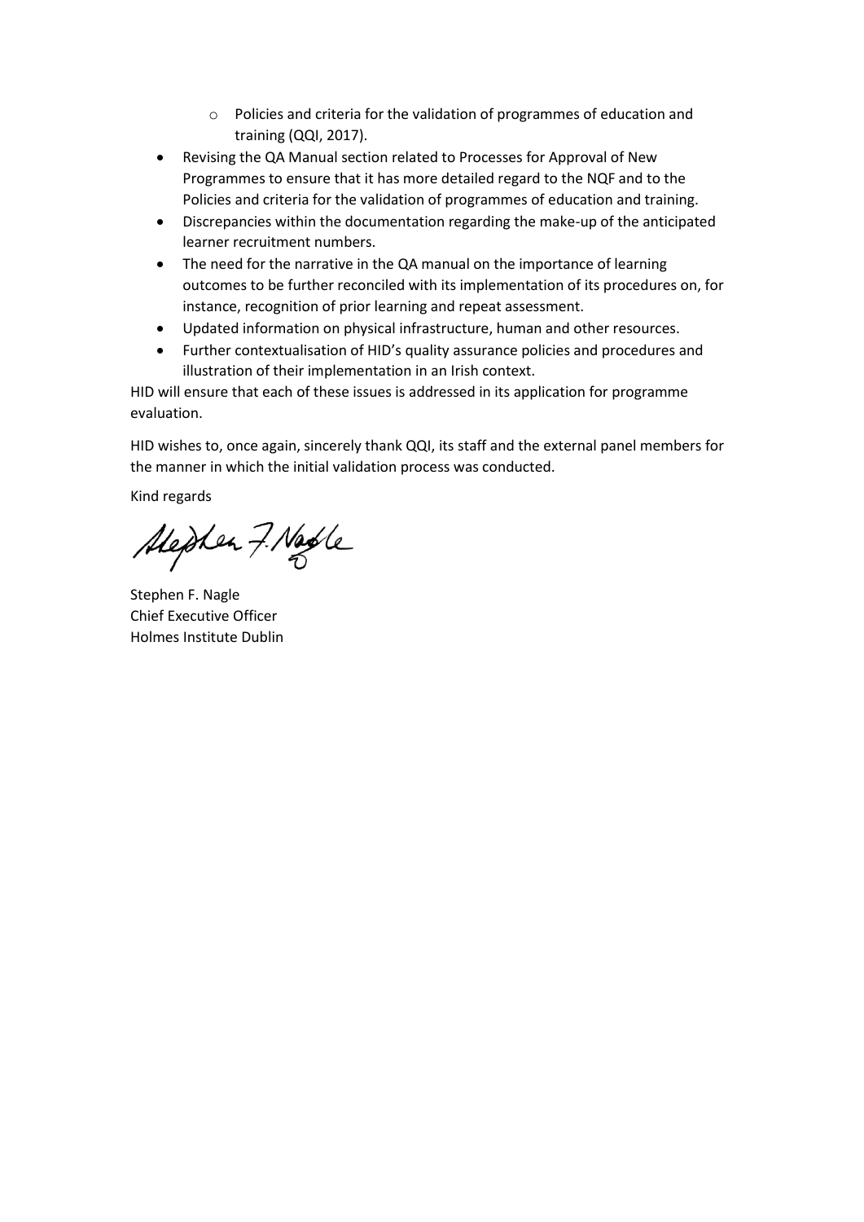- Policies and criteria for the validation of programmes of education and training (QQI, 2017).
- Revising the QA Manual section related to Processes for Approval of New Programmes to ensure that it has more detailed regard to the NQF and to the Policies and criteria for the validation of programmes of education and training.
- Discrepancies within the documentation regarding the make-up of the anticipated learner recruitment numbers.
- The need for the narrative in the QA manual on the importance of learning outcomes to be further reconciled with its implementation of its procedures on, for instance, recognition of prior learning and repeat assessment.
- Updated information on physical infrastructure, human and other resources.
- Further contextualisation of HID's quality assurance policies and procedures and illustration of their implementation in an Irish context.

HID will ensure that each of these issues is addressed in its application for programme evaluation.

HID wishes to, once again, sincerely thank QQI, its staff and the external panel members for the manner in which the initial validation process was conducted.

Kind regards

Stephen F. Nagle
Chief Executive Officer
Holmes Institute Dublin